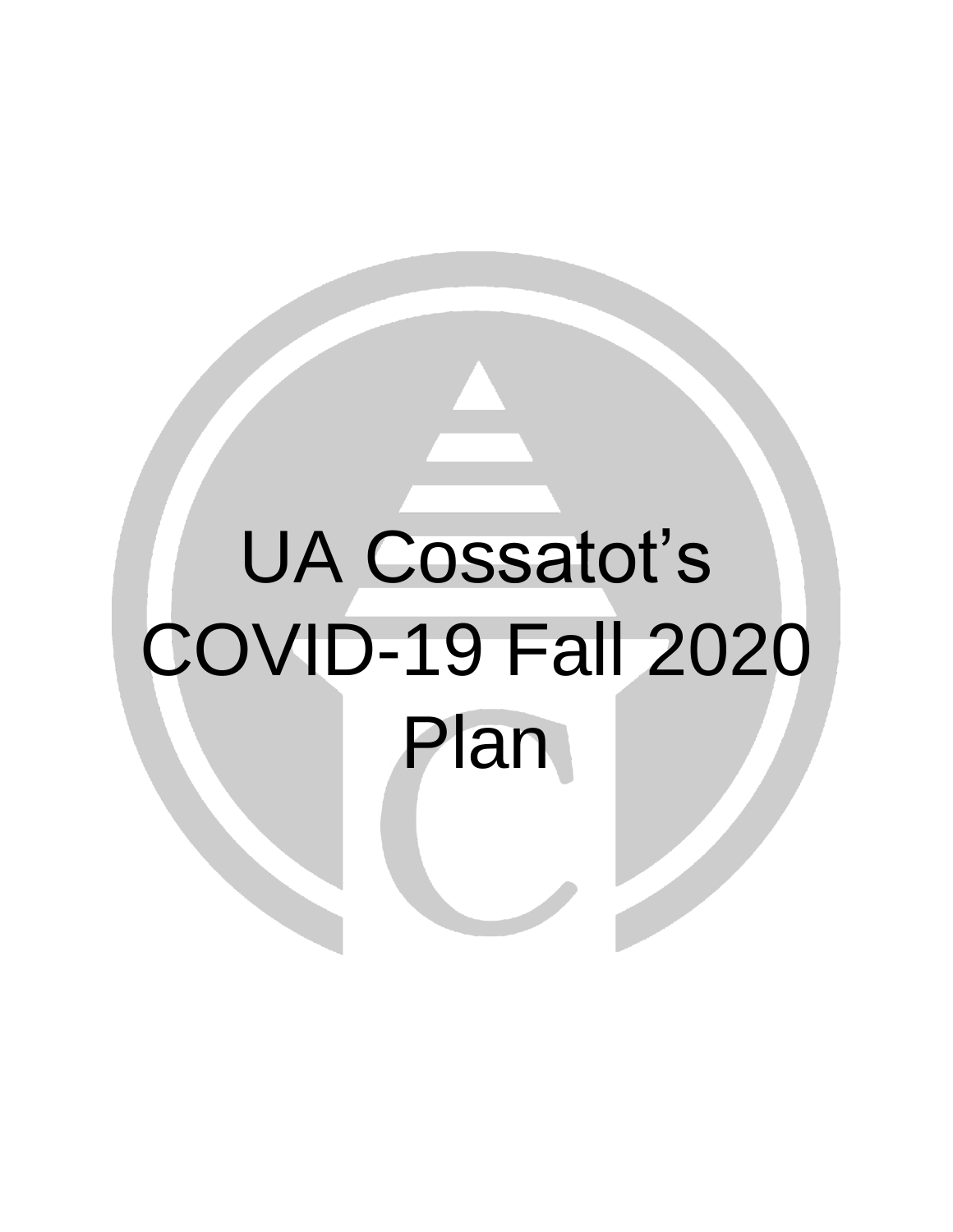# UA Cossatot's COVID-19 Fall 2020 Plan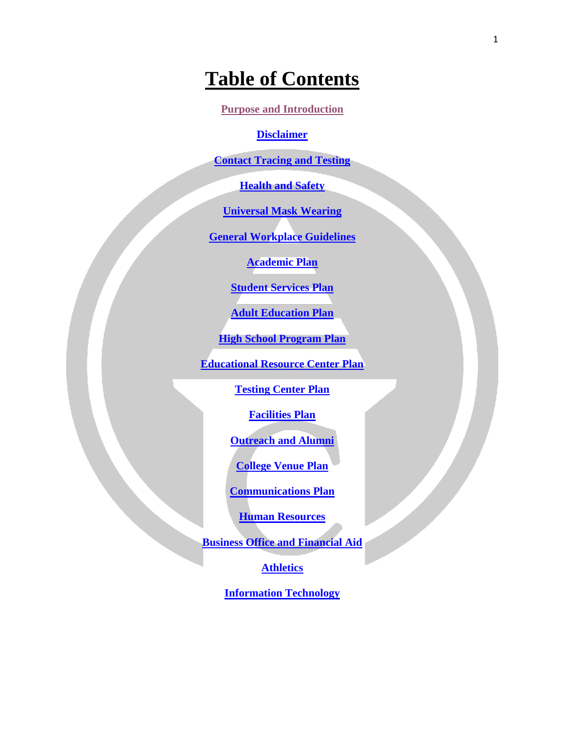# Table of Contents

Purpose and Introduction

Disclaimer

Contact Tracing and Testing

Health and Safety

Universal Mask Wearing

General Workplace Guidelines

Academic Plan

Student Services Plan

Adult Education Plan

High School Program Plan

Educational Resource Center Plan

Testing Center Plan

Facilities Plan

Outreach and Alumni

College Venue Plan

Communications Plan

Human Resources

Business Office and Financial Aid

Athletics

Information Technology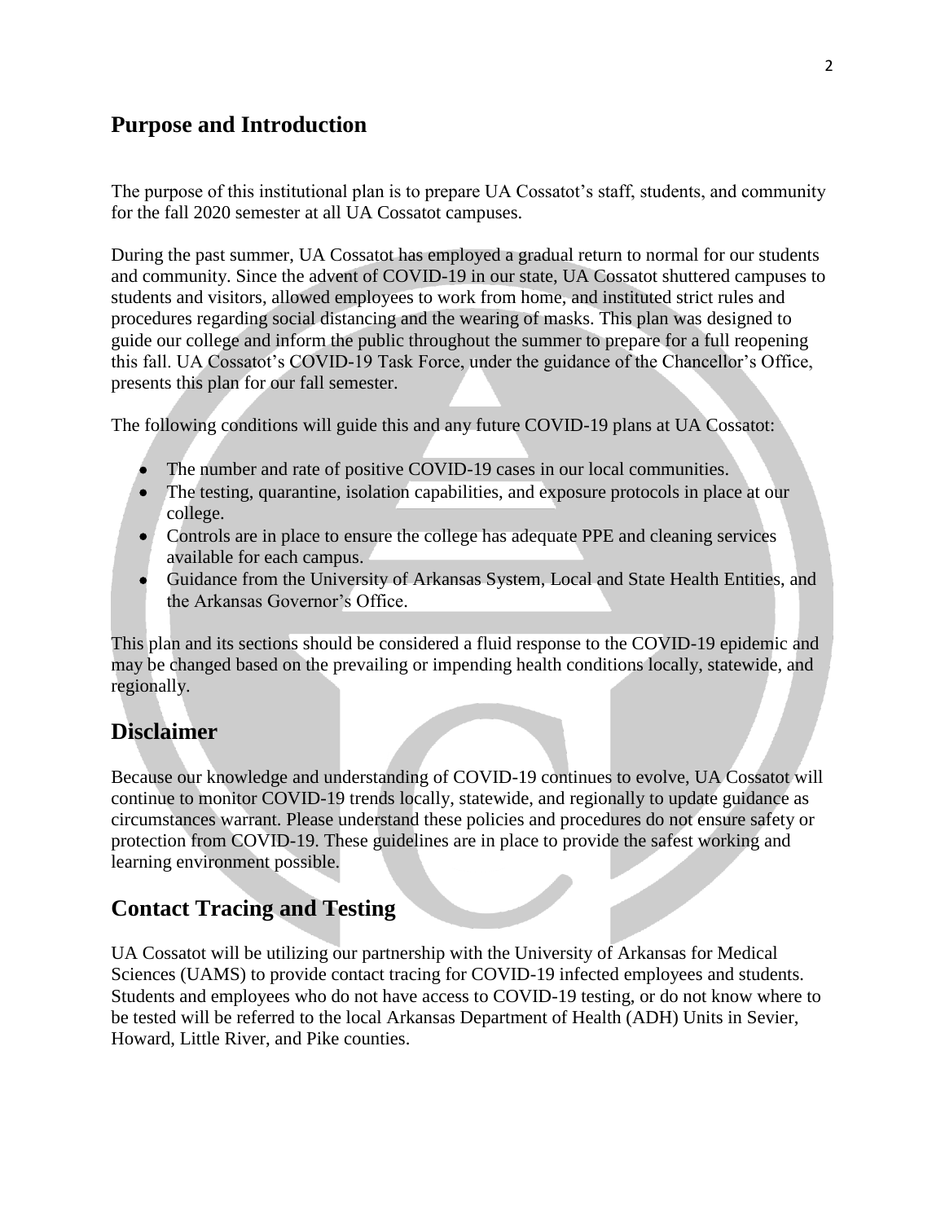## Purpose and Introduction

The purpose of this institutional plan is to prepare UA Cossatot's staff, students, and community for the fall 2020 semester at all UA Cossatot campuses.

During the past summer, UA Cossatot has employed a gradual return to normal for our students and community. Since the advent of COVID-19 in our state, UA Cossatot shuttered campuses to students and visitors, allowed employees to work from home, and instituted strict rules and procedures regarding social distancing and the wearing of masks. This plan was designed to guide our college and inform the public throughout the summer to prepare for a full reopening this fall. UA Cossatot's COVID-19 Task Force, under the guidance of the Chancellor's Office, presents this plan for our fall semester.

The following conditions will guide this and any future COVID-19 plans at UA Cossatot:

- The number and rate of positive COVID-19 cases in our local communities.
- The testing, quarantine, isolation capabilities, and exposure protocols in place at our college.
- Controls are in place to ensure the college has adequate PPE and cleaning services available for each campus.
- Guidance from the University of Arkansas System, Local and State Health Entities, and the Arkansas Governor's Office.

This plan and its sections should be considered a fluid response to the COVID-19 epidemic and may be changed based on the prevailing or impending health conditions locally, statewide, and regionally.

## Disclaimer

Because our knowledge and understanding of COVID-19 continues to evolve, UA Cossatot will continue to monitor COVID-19 trends locally, statewide, and regionally to update guidance as circumstances warrant. Please understand these policies and procedures do not ensure safety or protection from COVID-19. These guidelines are in place to provide the safest working and learning environment possible.

## Contact Tracing and Testing

UA Cossatot will be utilizing our partnership with the University of Arkansas for Medical Sciences (UAMS) to provide contact tracing for COVID-19 infected employees and students. Students and employees who do not have access to COVID-19 testing, or do not know where to be tested will be referred to the local Arkansas Department of Health (ADH) Units in Sevier, Howard, Little River, and Pike counties.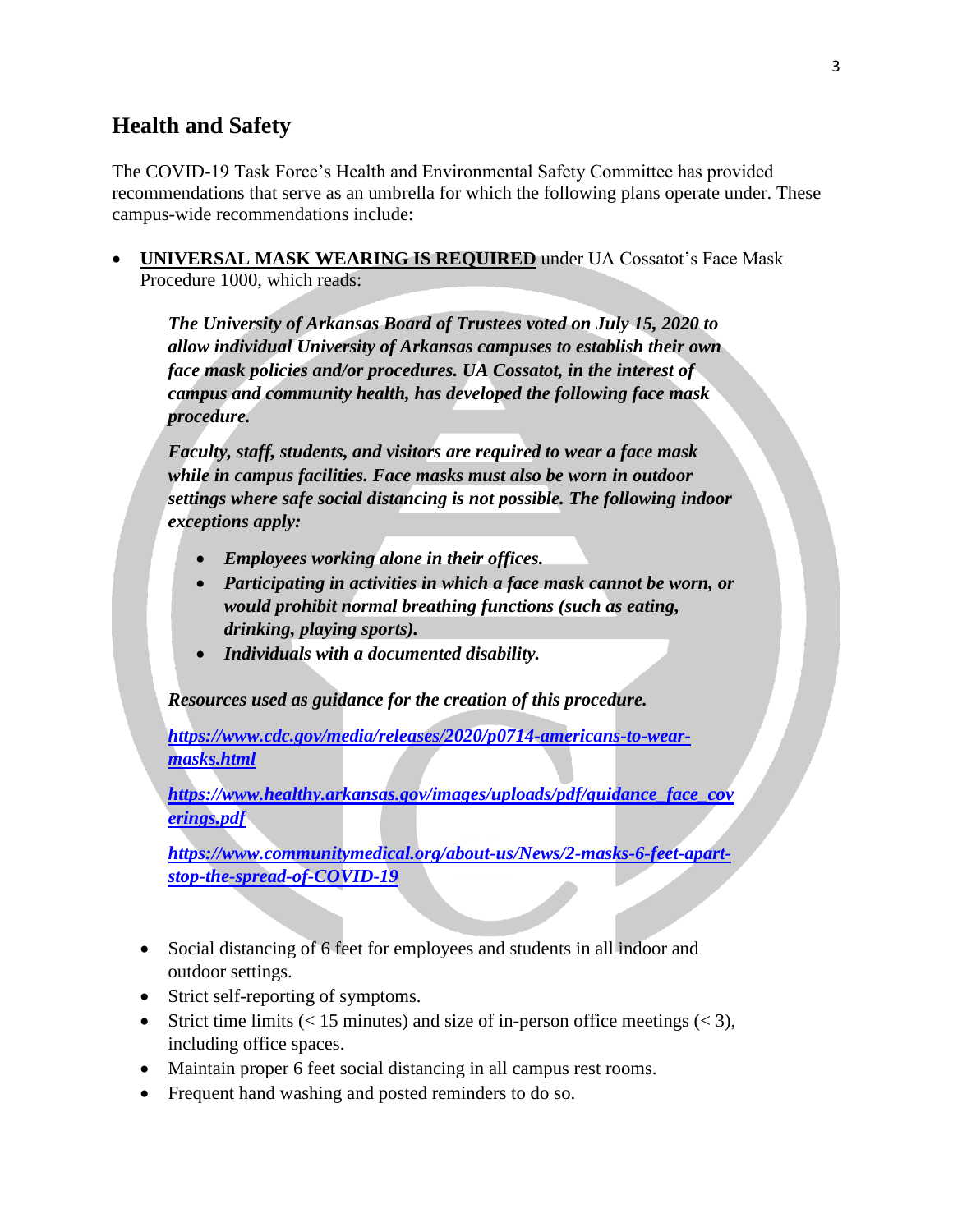## Health and Safety

The COVID-19 Task Force's Health and Environmental Safety Committee has provided recommendations that serve as an umbrella for which the following plans operate under. These campus-wide recommendations include:

- **UNIVERSAL MASK WEARING IS REQUIRED** under UA Cossatot's Face Mask Procedure 1000, which reads:

  ***The University of Arkansas Board of Trustees voted on July 15, 2020 to allow individual University of Arkansas campuses to establish their own face mask policies and/or procedures. UA Cossatot, in the interest of campus and community health, has developed the following face mask procedure.***

  ***Faculty, staff, students, and visitors are required to wear a face mask while in campus facilities. Face masks must also be worn in outdoor settings where safe social distancing is not possible. The following indoor exceptions apply:***

  - ***Employees working alone in their offices.***
  - ***Participating in activities in which a face mask cannot be worn, or would prohibit normal breathing functions (such as eating, drinking, playing sports).***
  - ***Individuals with a documented disability.***

  ***Resources used as guidance for the creation of this procedure.***

  ***https://www.cdc.gov/media/releases/2020/p0714-americans-to-wear-masks.html***

  ***https://www.healthy.arkansas.gov/images/uploads/pdf/guidance_face_coverings.pdf***

  ***https://www.communitymedical.org/about-us/News/2-masks-6-feet-apart-stop-the-spread-of-COVID-19***

- Social distancing of 6 feet for employees and students in all indoor and outdoor settings.
- Strict self-reporting of symptoms.
- Strict time limits (< 15 minutes) and size of in-person office meetings (< 3), including office spaces.
- Maintain proper 6 feet social distancing in all campus rest rooms.
- Frequent hand washing and posted reminders to do so.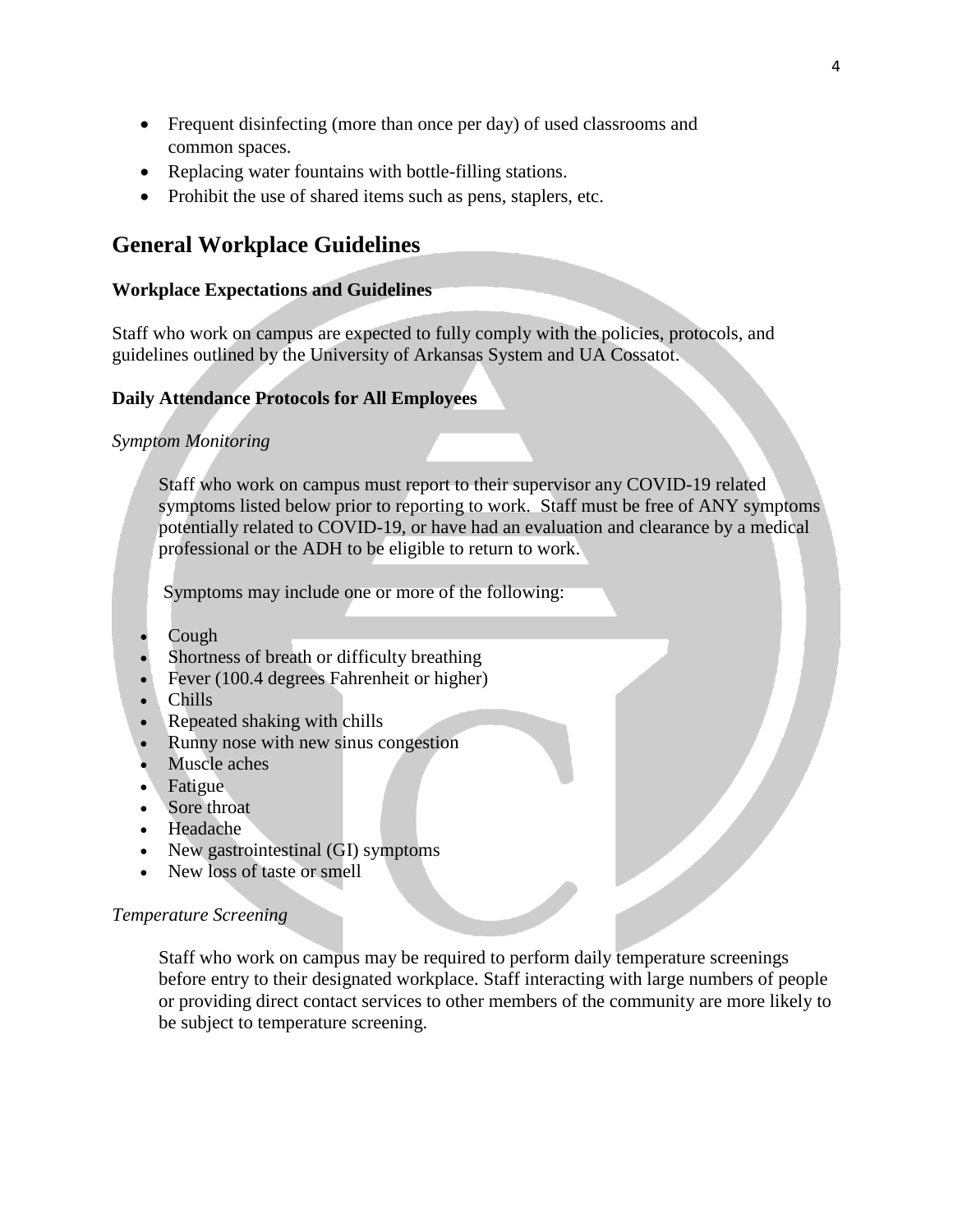- Frequent disinfecting (more than once per day) of used classrooms and common spaces.
- Replacing water fountains with bottle-filling stations.
- Prohibit the use of shared items such as pens, staplers, etc.

## General Workplace Guidelines

**Workplace Expectations and Guidelines**

Staff who work on campus are expected to fully comply with the policies, protocols, and guidelines outlined by the University of Arkansas System and UA Cossatot.

**Daily Attendance Protocols for All Employees**

*Symptom Monitoring*

Staff who work on campus must report to their supervisor any COVID-19 related symptoms listed below prior to reporting to work. Staff must be free of ANY symptoms potentially related to COVID-19, or have had an evaluation and clearance by a medical professional or the ADH to be eligible to return to work.

Symptoms may include one or more of the following:

- Cough
- Shortness of breath or difficulty breathing
- Fever (100.4 degrees Fahrenheit or higher)
- Chills
- Repeated shaking with chills
- Runny nose with new sinus congestion
- Muscle aches
- Fatigue
- Sore throat
- Headache
- New gastrointestinal (GI) symptoms
- New loss of taste or smell

*Temperature Screening*

Staff who work on campus may be required to perform daily temperature screenings before entry to their designated workplace. Staff interacting with large numbers of people or providing direct contact services to other members of the community are more likely to be subject to temperature screening.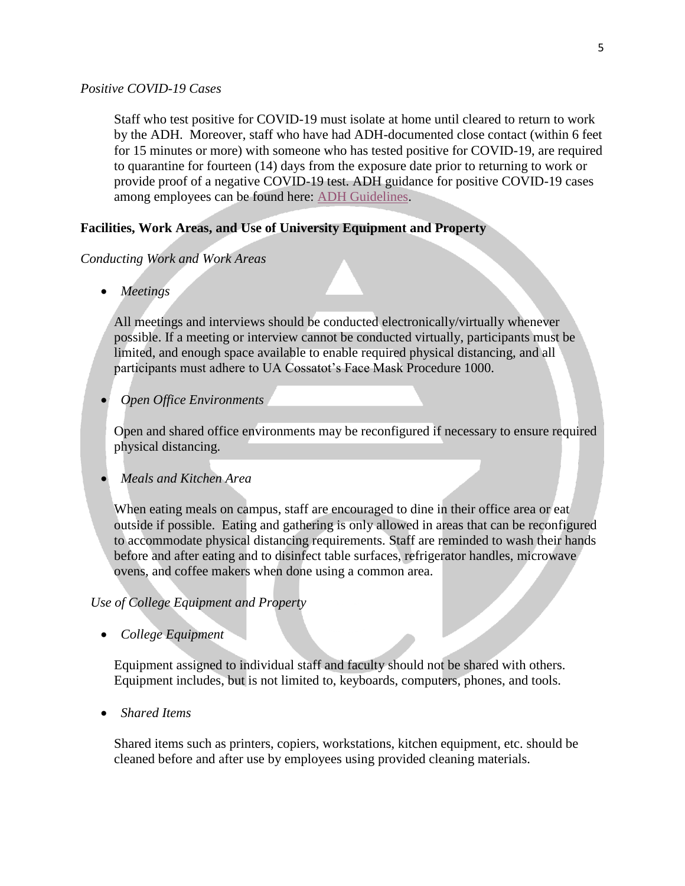*Positive COVID-19 Cases*

Staff who test positive for COVID-19 must isolate at home until cleared to return to work by the ADH. Moreover, staff who have had ADH-documented close contact (within 6 feet for 15 minutes or more) with someone who has tested positive for COVID-19, are required to quarantine for fourteen (14) days from the exposure date prior to returning to work or provide proof of a negative COVID-19 test. ADH guidance for positive COVID-19 cases among employees can be found here: ADH Guidelines.

**Facilities, Work Areas, and Use of University Equipment and Property**

*Conducting Work and Work Areas*

- *Meetings*

  All meetings and interviews should be conducted electronically/virtually whenever possible. If a meeting or interview cannot be conducted virtually, participants must be limited, and enough space available to enable required physical distancing, and all participants must adhere to UA Cossatot's Face Mask Procedure 1000.

- *Open Office Environments*

  Open and shared office environments may be reconfigured if necessary to ensure required physical distancing.

- *Meals and Kitchen Area*

  When eating meals on campus, staff are encouraged to dine in their office area or eat outside if possible. Eating and gathering is only allowed in areas that can be reconfigured to accommodate physical distancing requirements. Staff are reminded to wash their hands before and after eating and to disinfect table surfaces, refrigerator handles, microwave ovens, and coffee makers when done using a common area.

*Use of College Equipment and Property*

- *College Equipment*

  Equipment assigned to individual staff and faculty should not be shared with others. Equipment includes, but is not limited to, keyboards, computers, phones, and tools.

- *Shared Items*

  Shared items such as printers, copiers, workstations, kitchen equipment, etc. should be cleaned before and after use by employees using provided cleaning materials.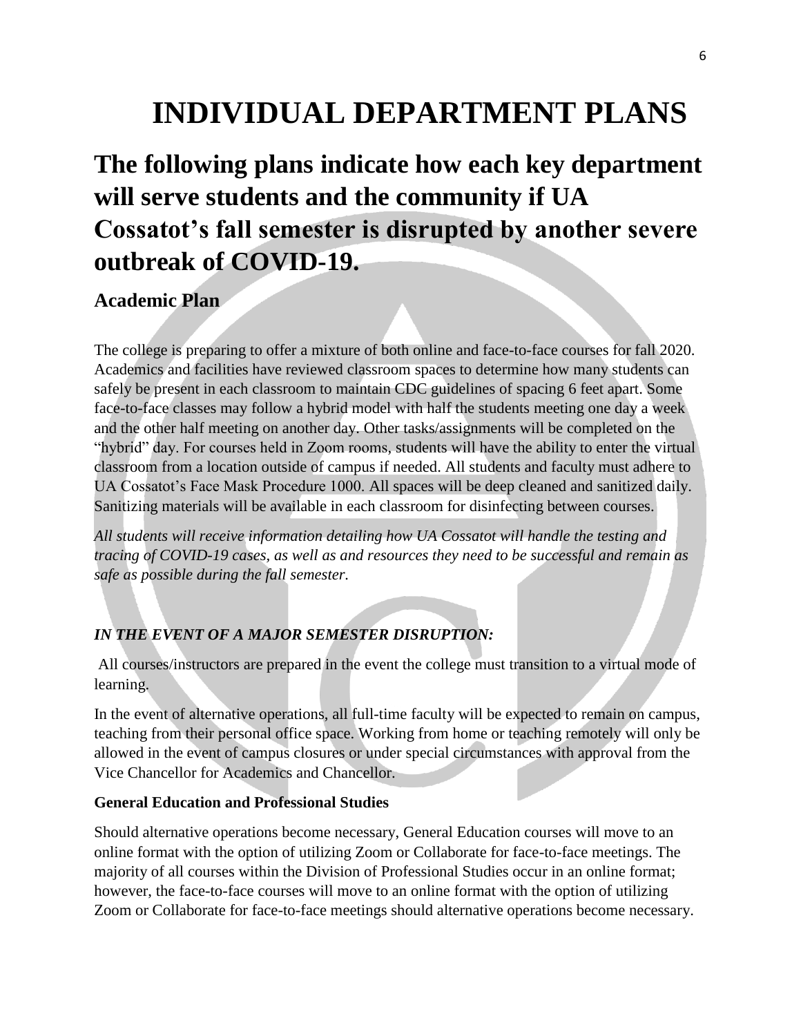# INDIVIDUAL DEPARTMENT PLANS

## The following plans indicate how each key department will serve students and the community if UA Cossatot's fall semester is disrupted by another severe outbreak of COVID-19.

### Academic Plan

The college is preparing to offer a mixture of both online and face-to-face courses for fall 2020. Academics and facilities have reviewed classroom spaces to determine how many students can safely be present in each classroom to maintain CDC guidelines of spacing 6 feet apart. Some face-to-face classes may follow a hybrid model with half the students meeting one day a week and the other half meeting on another day. Other tasks/assignments will be completed on the "hybrid" day. For courses held in Zoom rooms, students will have the ability to enter the virtual classroom from a location outside of campus if needed. All students and faculty must adhere to UA Cossatot's Face Mask Procedure 1000. All spaces will be deep cleaned and sanitized daily. Sanitizing materials will be available in each classroom for disinfecting between courses.

*All students will receive information detailing how UA Cossatot will handle the testing and tracing of COVID-19 cases, as well as and resources they need to be successful and remain as safe as possible during the fall semester.*

***IN THE EVENT OF A MAJOR SEMESTER DISRUPTION:***

All courses/instructors are prepared in the event the college must transition to a virtual mode of learning.

In the event of alternative operations, all full-time faculty will be expected to remain on campus, teaching from their personal office space. Working from home or teaching remotely will only be allowed in the event of campus closures or under special circumstances with approval from the Vice Chancellor for Academics and Chancellor.

**General Education and Professional Studies**

Should alternative operations become necessary, General Education courses will move to an online format with the option of utilizing Zoom or Collaborate for face-to-face meetings. The majority of all courses within the Division of Professional Studies occur in an online format; however, the face-to-face courses will move to an online format with the option of utilizing Zoom or Collaborate for face-to-face meetings should alternative operations become necessary.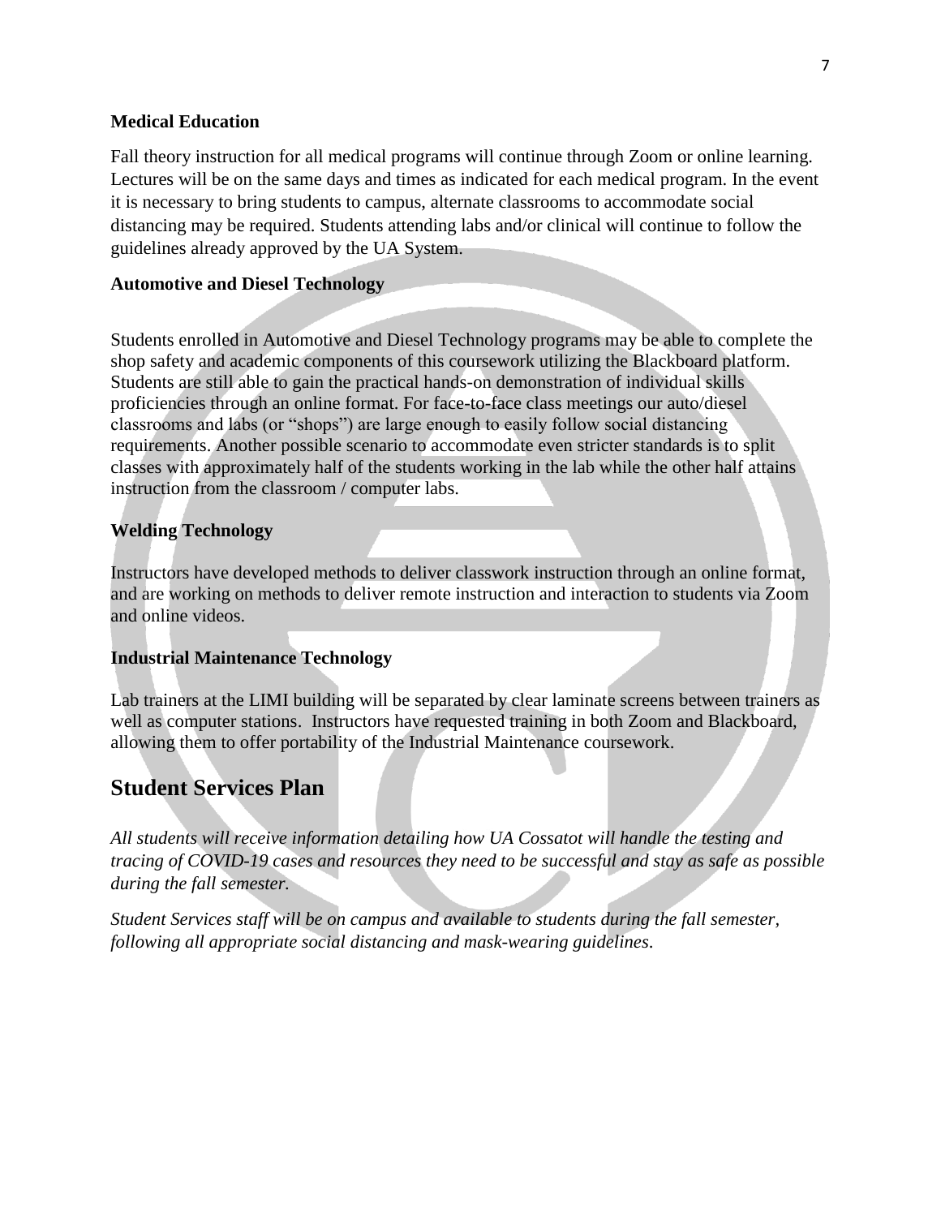### Medical Education

Fall theory instruction for all medical programs will continue through Zoom or online learning. Lectures will be on the same days and times as indicated for each medical program. In the event it is necessary to bring students to campus, alternate classrooms to accommodate social distancing may be required. Students attending labs and/or clinical will continue to follow the guidelines already approved by the UA System.

### Automotive and Diesel Technology

Students enrolled in Automotive and Diesel Technology programs may be able to complete the shop safety and academic components of this coursework utilizing the Blackboard platform. Students are still able to gain the practical hands-on demonstration of individual skills proficiencies through an online format. For face-to-face class meetings our auto/diesel classrooms and labs (or "shops") are large enough to easily follow social distancing requirements. Another possible scenario to accommodate even stricter standards is to split classes with approximately half of the students working in the lab while the other half attains instruction from the classroom / computer labs.

### Welding Technology

Instructors have developed methods to deliver classwork instruction through an online format, and are working on methods to deliver remote instruction and interaction to students via Zoom and online videos.

### Industrial Maintenance Technology

Lab trainers at the LIMI building will be separated by clear laminate screens between trainers as well as computer stations. Instructors have requested training in both Zoom and Blackboard, allowing them to offer portability of the Industrial Maintenance coursework.

## Student Services Plan

*All students will receive information detailing how UA Cossatot will handle the testing and tracing of COVID-19 cases and resources they need to be successful and stay as safe as possible during the fall semester.*

*Student Services staff will be on campus and available to students during the fall semester, following all appropriate social distancing and mask-wearing guidelines.*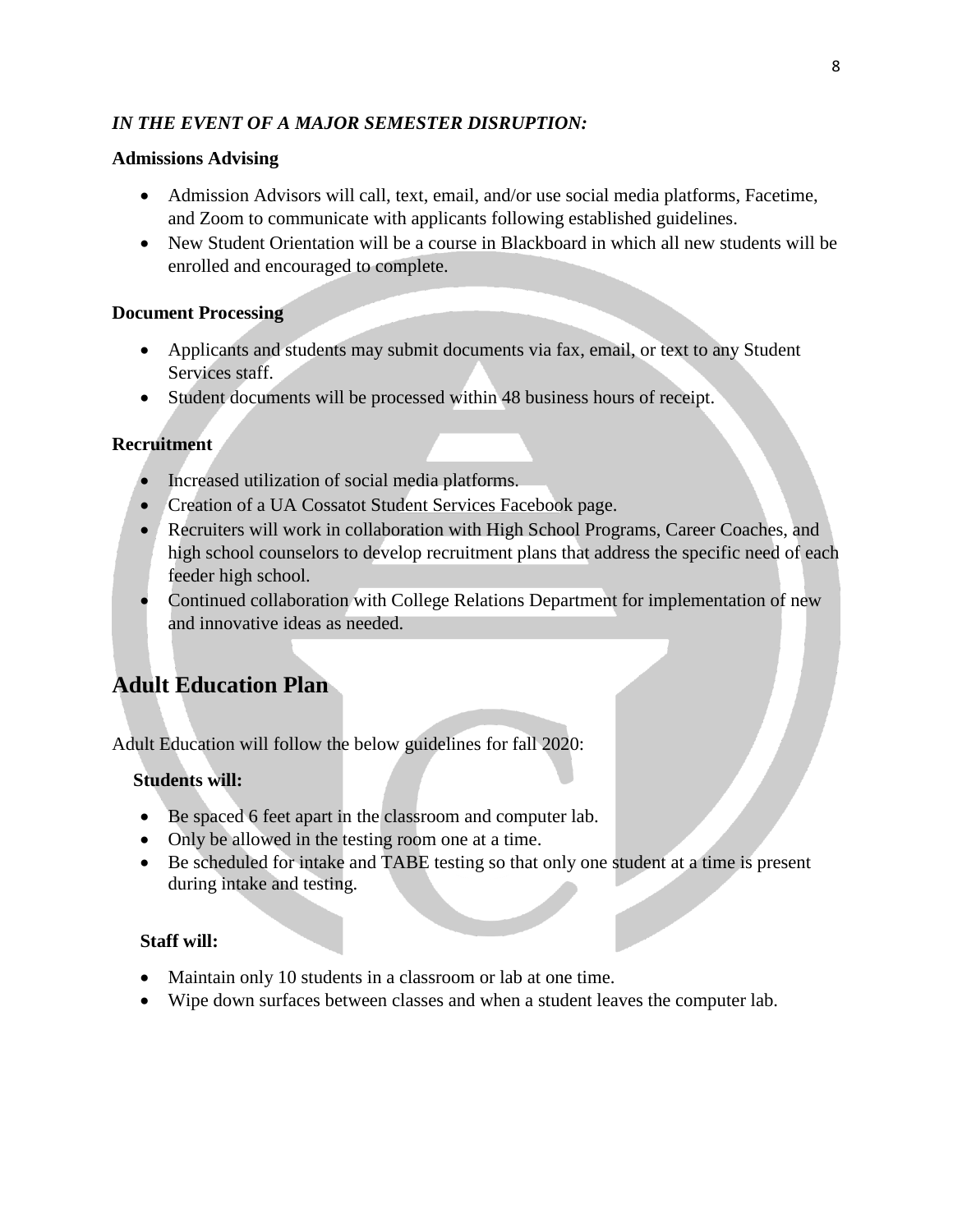***IN THE EVENT OF A MAJOR SEMESTER DISRUPTION:***

**Admissions Advising**

- Admission Advisors will call, text, email, and/or use social media platforms, Facetime, and Zoom to communicate with applicants following established guidelines.
- New Student Orientation will be a course in Blackboard in which all new students will be enrolled and encouraged to complete.

**Document Processing**

- Applicants and students may submit documents via fax, email, or text to any Student Services staff.
- Student documents will be processed within 48 business hours of receipt.

**Recruitment**

- Increased utilization of social media platforms.
- Creation of a UA Cossatot Student Services Facebook page.
- Recruiters will work in collaboration with High School Programs, Career Coaches, and high school counselors to develop recruitment plans that address the specific need of each feeder high school.
- Continued collaboration with College Relations Department for implementation of new and innovative ideas as needed.

## Adult Education Plan

Adult Education will follow the below guidelines for fall 2020:

**Students will:**

- Be spaced 6 feet apart in the classroom and computer lab.
- Only be allowed in the testing room one at a time.
- Be scheduled for intake and TABE testing so that only one student at a time is present during intake and testing.

**Staff will:**

- Maintain only 10 students in a classroom or lab at one time.
- Wipe down surfaces between classes and when a student leaves the computer lab.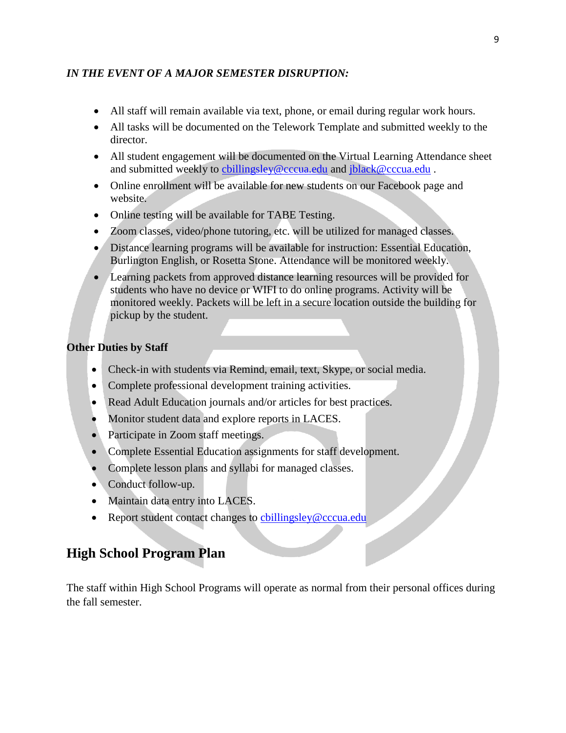*IN THE EVENT OF A MAJOR SEMESTER DISRUPTION:*

- All staff will remain available via text, phone, or email during regular work hours.
- All tasks will be documented on the Telework Template and submitted weekly to the director.
- All student engagement will be documented on the Virtual Learning Attendance sheet and submitted weekly to cbillingsley@cccua.edu and jblack@cccua.edu .
- Online enrollment will be available for new students on our Facebook page and website.
- Online testing will be available for TABE Testing.
- Zoom classes, video/phone tutoring, etc. will be utilized for managed classes.
- Distance learning programs will be available for instruction: Essential Education, Burlington English, or Rosetta Stone. Attendance will be monitored weekly.
- Learning packets from approved distance learning resources will be provided for students who have no device or WIFI to do online programs. Activity will be monitored weekly. Packets will be left in a secure location outside the building for pickup by the student.

**Other Duties by Staff**

- Check-in with students via Remind, email, text, Skype, or social media.
- Complete professional development training activities.
- Read Adult Education journals and/or articles for best practices.
- Monitor student data and explore reports in LACES.
- Participate in Zoom staff meetings.
- Complete Essential Education assignments for staff development.
- Complete lesson plans and syllabi for managed classes.
- Conduct follow-up.
- Maintain data entry into LACES.
- Report student contact changes to cbillingsley@cccua.edu

## High School Program Plan

The staff within High School Programs will operate as normal from their personal offices during the fall semester.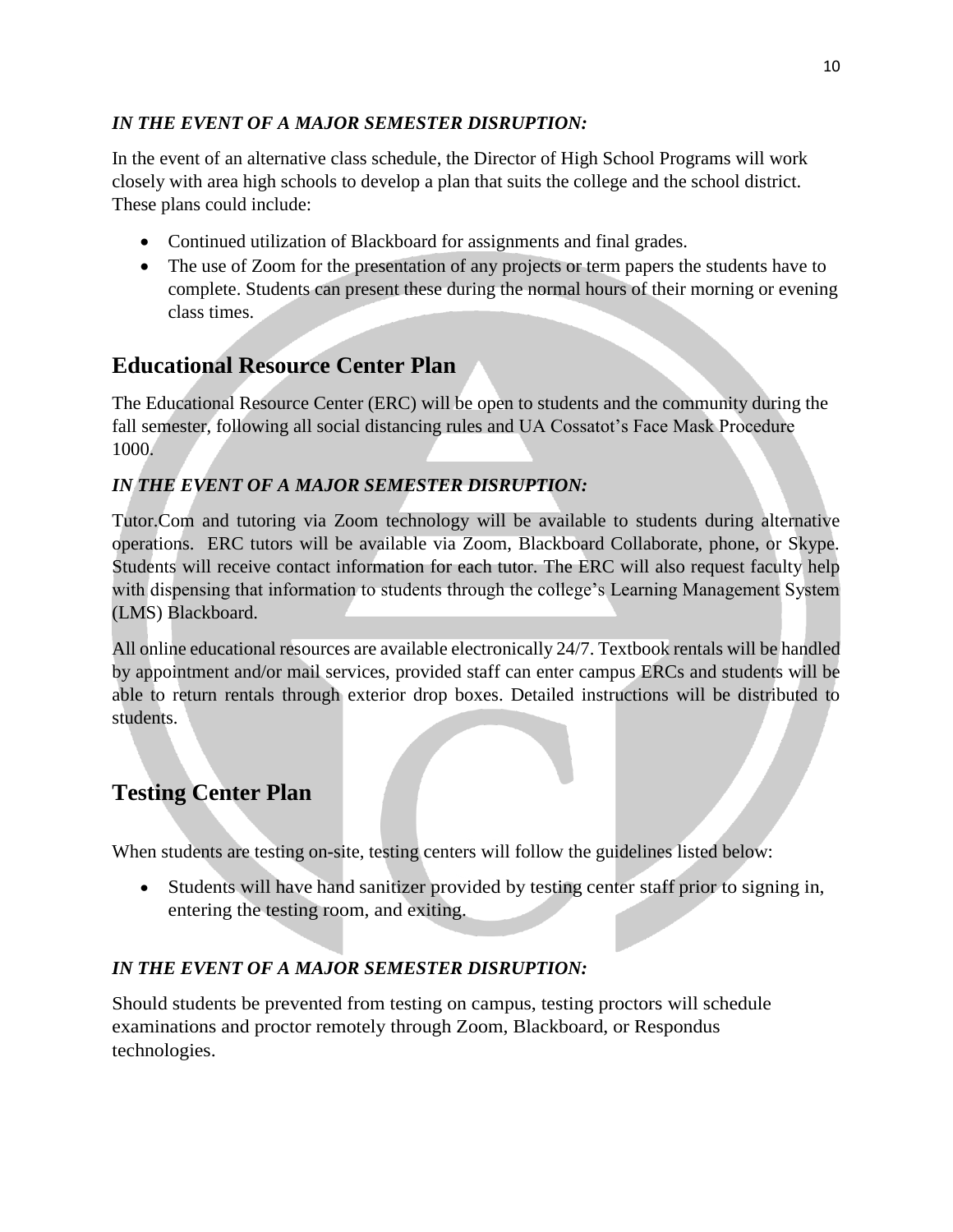***IN THE EVENT OF A MAJOR SEMESTER DISRUPTION:***

In the event of an alternative class schedule, the Director of High School Programs will work closely with area high schools to develop a plan that suits the college and the school district. These plans could include:

- Continued utilization of Blackboard for assignments and final grades.
- The use of Zoom for the presentation of any projects or term papers the students have to complete. Students can present these during the normal hours of their morning or evening class times.

## Educational Resource Center Plan

The Educational Resource Center (ERC) will be open to students and the community during the fall semester, following all social distancing rules and UA Cossatot's Face Mask Procedure 1000.

***IN THE EVENT OF A MAJOR SEMESTER DISRUPTION:***

Tutor.Com and tutoring via Zoom technology will be available to students during alternative operations. ERC tutors will be available via Zoom, Blackboard Collaborate, phone, or Skype. Students will receive contact information for each tutor. The ERC will also request faculty help with dispensing that information to students through the college's Learning Management System (LMS) Blackboard.

All online educational resources are available electronically 24/7. Textbook rentals will be handled by appointment and/or mail services, provided staff can enter campus ERCs and students will be able to return rentals through exterior drop boxes. Detailed instructions will be distributed to students.

## Testing Center Plan

When students are testing on-site, testing centers will follow the guidelines listed below:

- Students will have hand sanitizer provided by testing center staff prior to signing in, entering the testing room, and exiting.

***IN THE EVENT OF A MAJOR SEMESTER DISRUPTION:***

Should students be prevented from testing on campus, testing proctors will schedule examinations and proctor remotely through Zoom, Blackboard, or Respondus technologies.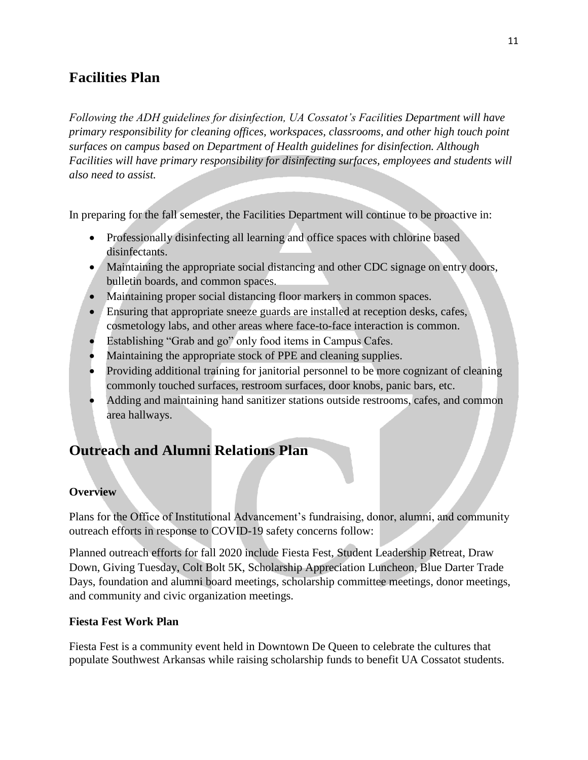## Facilities Plan

*Following the ADH guidelines for disinfection, UA Cossatot's Facilities Department will have primary responsibility for cleaning offices, workspaces, classrooms, and other high touch point surfaces on campus based on Department of Health guidelines for disinfection. Although Facilities will have primary responsibility for disinfecting surfaces, employees and students will also need to assist.*

In preparing for the fall semester, the Facilities Department will continue to be proactive in:

- Professionally disinfecting all learning and office spaces with chlorine based disinfectants.
- Maintaining the appropriate social distancing and other CDC signage on entry doors, bulletin boards, and common spaces.
- Maintaining proper social distancing floor markers in common spaces.
- Ensuring that appropriate sneeze guards are installed at reception desks, cafes, cosmetology labs, and other areas where face-to-face interaction is common.
- Establishing "Grab and go" only food items in Campus Cafes.
- Maintaining the appropriate stock of PPE and cleaning supplies.
- Providing additional training for janitorial personnel to be more cognizant of cleaning commonly touched surfaces, restroom surfaces, door knobs, panic bars, etc.
- Adding and maintaining hand sanitizer stations outside restrooms, cafes, and common area hallways.

## Outreach and Alumni Relations Plan

**Overview**

Plans for the Office of Institutional Advancement's fundraising, donor, alumni, and community outreach efforts in response to COVID-19 safety concerns follow:

Planned outreach efforts for fall 2020 include Fiesta Fest, Student Leadership Retreat, Draw Down, Giving Tuesday, Colt Bolt 5K, Scholarship Appreciation Luncheon, Blue Darter Trade Days, foundation and alumni board meetings, scholarship committee meetings, donor meetings, and community and civic organization meetings.

**Fiesta Fest Work Plan**

Fiesta Fest is a community event held in Downtown De Queen to celebrate the cultures that populate Southwest Arkansas while raising scholarship funds to benefit UA Cossatot students.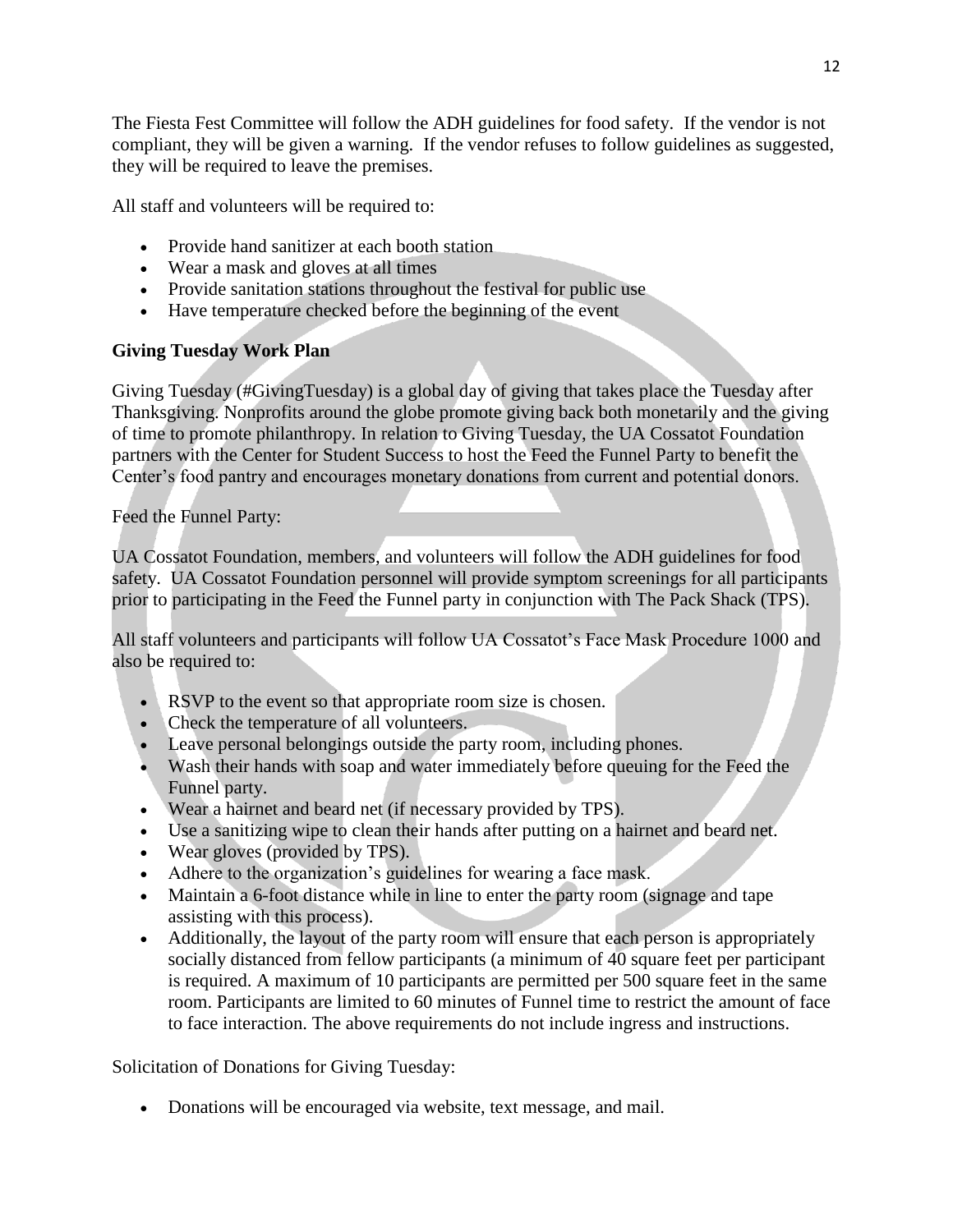The Fiesta Fest Committee will follow the ADH guidelines for food safety. If the vendor is not compliant, they will be given a warning. If the vendor refuses to follow guidelines as suggested, they will be required to leave the premises.

All staff and volunteers will be required to:

- Provide hand sanitizer at each booth station
- Wear a mask and gloves at all times
- Provide sanitation stations throughout the festival for public use
- Have temperature checked before the beginning of the event

**Giving Tuesday Work Plan**

Giving Tuesday (#GivingTuesday) is a global day of giving that takes place the Tuesday after Thanksgiving. Nonprofits around the globe promote giving back both monetarily and the giving of time to promote philanthropy. In relation to Giving Tuesday, the UA Cossatot Foundation partners with the Center for Student Success to host the Feed the Funnel Party to benefit the Center's food pantry and encourages monetary donations from current and potential donors.

Feed the Funnel Party:

UA Cossatot Foundation, members, and volunteers will follow the ADH guidelines for food safety. UA Cossatot Foundation personnel will provide symptom screenings for all participants prior to participating in the Feed the Funnel party in conjunction with The Pack Shack (TPS).

All staff volunteers and participants will follow UA Cossatot's Face Mask Procedure 1000 and also be required to:

- RSVP to the event so that appropriate room size is chosen.
- Check the temperature of all volunteers.
- Leave personal belongings outside the party room, including phones.
- Wash their hands with soap and water immediately before queuing for the Feed the Funnel party.
- Wear a hairnet and beard net (if necessary provided by TPS).
- Use a sanitizing wipe to clean their hands after putting on a hairnet and beard net.
- Wear gloves (provided by TPS).
- Adhere to the organization's guidelines for wearing a face mask.
- Maintain a 6-foot distance while in line to enter the party room (signage and tape assisting with this process).
- Additionally, the layout of the party room will ensure that each person is appropriately socially distanced from fellow participants (a minimum of 40 square feet per participant is required. A maximum of 10 participants are permitted per 500 square feet in the same room. Participants are limited to 60 minutes of Funnel time to restrict the amount of face to face interaction. The above requirements do not include ingress and instructions.

Solicitation of Donations for Giving Tuesday:

- Donations will be encouraged via website, text message, and mail.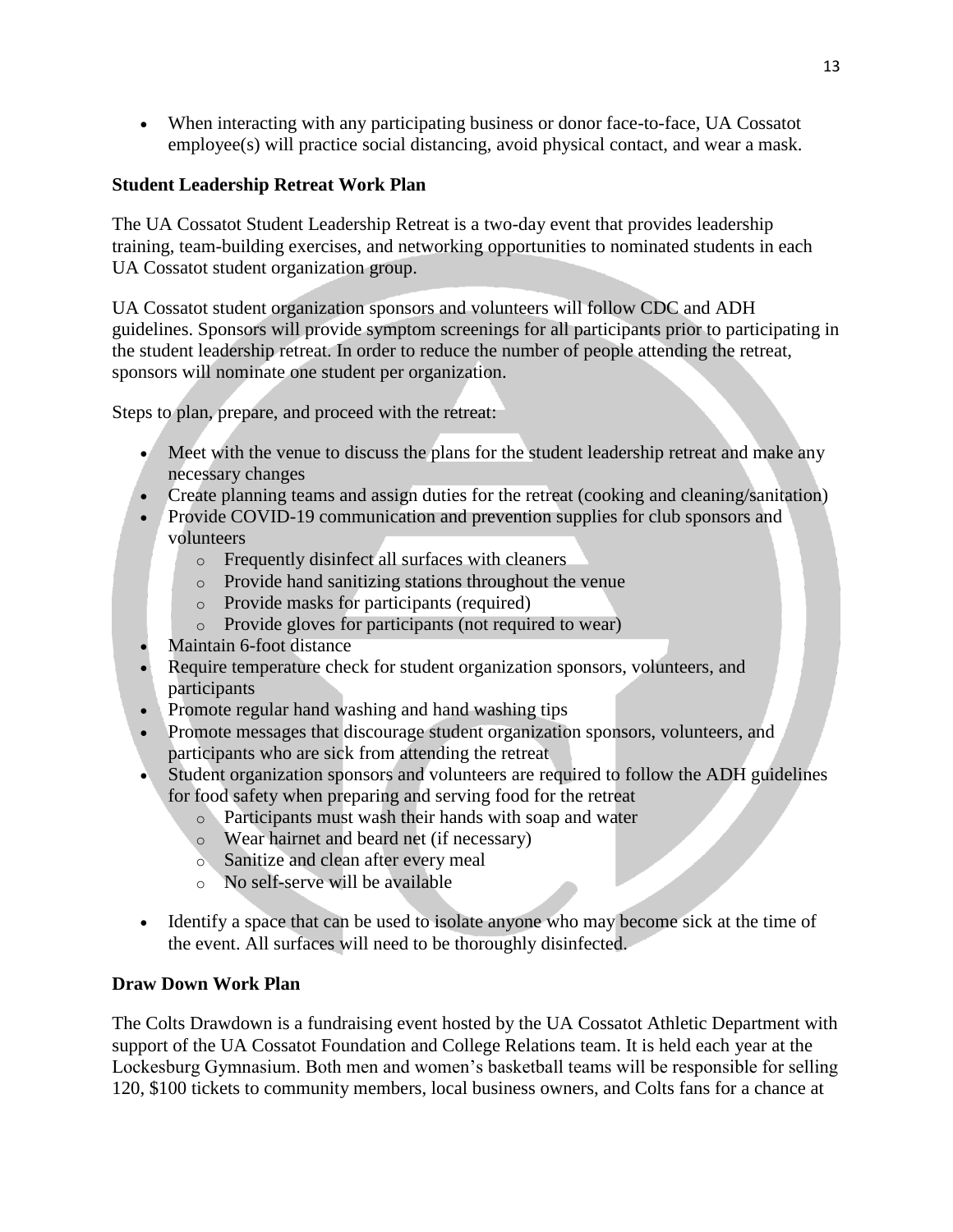- When interacting with any participating business or donor face-to-face, UA Cossatot employee(s) will practice social distancing, avoid physical contact, and wear a mask.

**Student Leadership Retreat Work Plan**

The UA Cossatot Student Leadership Retreat is a two-day event that provides leadership training, team-building exercises, and networking opportunities to nominated students in each UA Cossatot student organization group.

UA Cossatot student organization sponsors and volunteers will follow CDC and ADH guidelines. Sponsors will provide symptom screenings for all participants prior to participating in the student leadership retreat. In order to reduce the number of people attending the retreat, sponsors will nominate one student per organization.

Steps to plan, prepare, and proceed with the retreat:

- Meet with the venue to discuss the plans for the student leadership retreat and make any necessary changes
- Create planning teams and assign duties for the retreat (cooking and cleaning/sanitation)
- Provide COVID-19 communication and prevention supplies for club sponsors and volunteers
  - Frequently disinfect all surfaces with cleaners
  - Provide hand sanitizing stations throughout the venue
  - Provide masks for participants (required)
  - Provide gloves for participants (not required to wear)
- Maintain 6-foot distance
- Require temperature check for student organization sponsors, volunteers, and participants
- Promote regular hand washing and hand washing tips
- Promote messages that discourage student organization sponsors, volunteers, and participants who are sick from attending the retreat
- Student organization sponsors and volunteers are required to follow the ADH guidelines for food safety when preparing and serving food for the retreat
  - Participants must wash their hands with soap and water
  - Wear hairnet and beard net (if necessary)
  - Sanitize and clean after every meal
  - No self-serve will be available
- Identify a space that can be used to isolate anyone who may become sick at the time of the event. All surfaces will need to be thoroughly disinfected.

**Draw Down Work Plan**

The Colts Drawdown is a fundraising event hosted by the UA Cossatot Athletic Department with support of the UA Cossatot Foundation and College Relations team. It is held each year at the Lockesburg Gymnasium. Both men and women's basketball teams will be responsible for selling 120, $100 tickets to community members, local business owners, and Colts fans for a chance at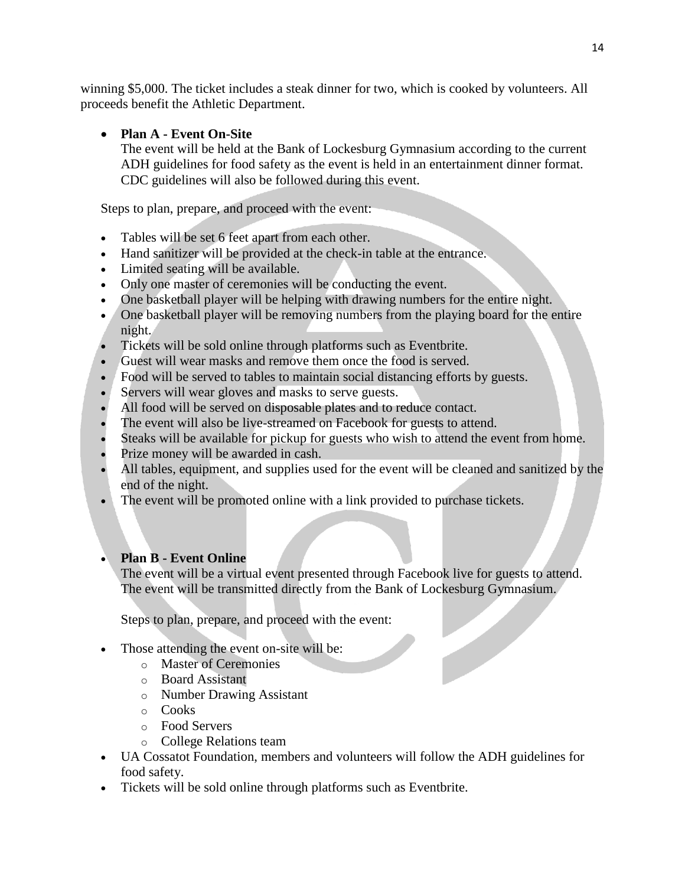winning $5,000. The ticket includes a steak dinner for two, which is cooked by volunteers. All proceeds benefit the Athletic Department.

- **Plan A - Event On-Site**
  The event will be held at the Bank of Lockesburg Gymnasium according to the current ADH guidelines for food safety as the event is held in an entertainment dinner format. CDC guidelines will also be followed during this event.

  Steps to plan, prepare, and proceed with the event:

- Tables will be set 6 feet apart from each other.
- Hand sanitizer will be provided at the check-in table at the entrance.
- Limited seating will be available.
- Only one master of ceremonies will be conducting the event.
- One basketball player will be helping with drawing numbers for the entire night.
- One basketball player will be removing numbers from the playing board for the entire night.
- Tickets will be sold online through platforms such as Eventbrite.
- Guest will wear masks and remove them once the food is served.
- Food will be served to tables to maintain social distancing efforts by guests.
- Servers will wear gloves and masks to serve guests.
- All food will be served on disposable plates and to reduce contact.
- The event will also be live-streamed on Facebook for guests to attend.
- Steaks will be available for pickup for guests who wish to attend the event from home.
- Prize money will be awarded in cash.
- All tables, equipment, and supplies used for the event will be cleaned and sanitized by the end of the night.
- The event will be promoted online with a link provided to purchase tickets.

- **Plan B - Event Online**
  The event will be a virtual event presented through Facebook live for guests to attend. The event will be transmitted directly from the Bank of Lockesburg Gymnasium.

  Steps to plan, prepare, and proceed with the event:

- Those attending the event on-site will be:
  - Master of Ceremonies
  - Board Assistant
  - Number Drawing Assistant
  - Cooks
  - Food Servers
  - College Relations team
- UA Cossatot Foundation, members and volunteers will follow the ADH guidelines for food safety.
- Tickets will be sold online through platforms such as Eventbrite.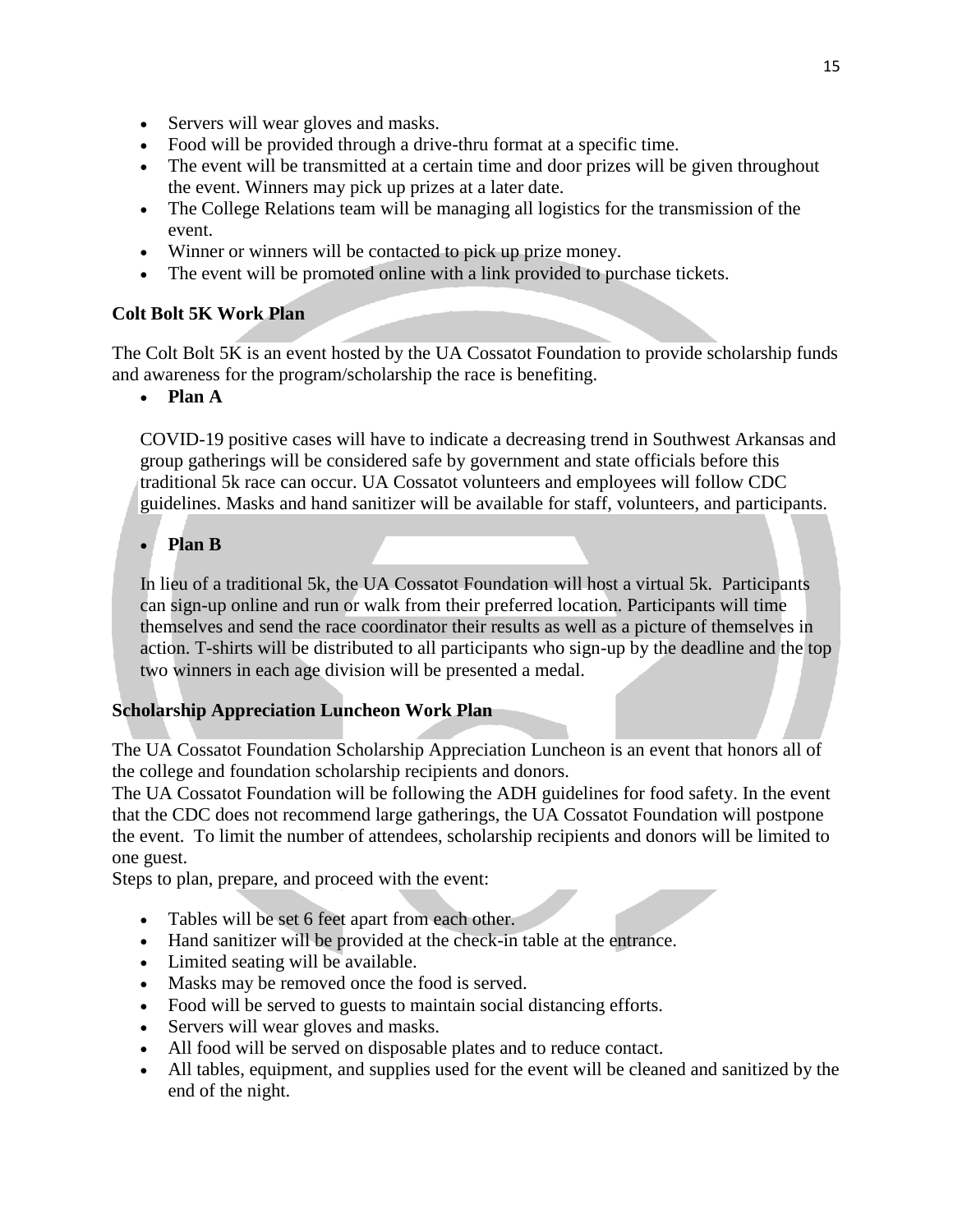- Servers will wear gloves and masks.
- Food will be provided through a drive-thru format at a specific time.
- The event will be transmitted at a certain time and door prizes will be given throughout the event. Winners may pick up prizes at a later date.
- The College Relations team will be managing all logistics for the transmission of the event.
- Winner or winners will be contacted to pick up prize money.
- The event will be promoted online with a link provided to purchase tickets.

**Colt Bolt 5K Work Plan**

The Colt Bolt 5K is an event hosted by the UA Cossatot Foundation to provide scholarship funds and awareness for the program/scholarship the race is benefiting.

- **Plan A**

  COVID-19 positive cases will have to indicate a decreasing trend in Southwest Arkansas and group gatherings will be considered safe by government and state officials before this traditional 5k race can occur. UA Cossatot volunteers and employees will follow CDC guidelines. Masks and hand sanitizer will be available for staff, volunteers, and participants.

- **Plan B**

  In lieu of a traditional 5k, the UA Cossatot Foundation will host a virtual 5k. Participants can sign-up online and run or walk from their preferred location. Participants will time themselves and send the race coordinator their results as well as a picture of themselves in action. T-shirts will be distributed to all participants who sign-up by the deadline and the top two winners in each age division will be presented a medal.

**Scholarship Appreciation Luncheon Work Plan**

The UA Cossatot Foundation Scholarship Appreciation Luncheon is an event that honors all of the college and foundation scholarship recipients and donors.
The UA Cossatot Foundation will be following the ADH guidelines for food safety. In the event that the CDC does not recommend large gatherings, the UA Cossatot Foundation will postpone the event. To limit the number of attendees, scholarship recipients and donors will be limited to one guest.
Steps to plan, prepare, and proceed with the event:

- Tables will be set 6 feet apart from each other.
- Hand sanitizer will be provided at the check-in table at the entrance.
- Limited seating will be available.
- Masks may be removed once the food is served.
- Food will be served to guests to maintain social distancing efforts.
- Servers will wear gloves and masks.
- All food will be served on disposable plates and to reduce contact.
- All tables, equipment, and supplies used for the event will be cleaned and sanitized by the end of the night.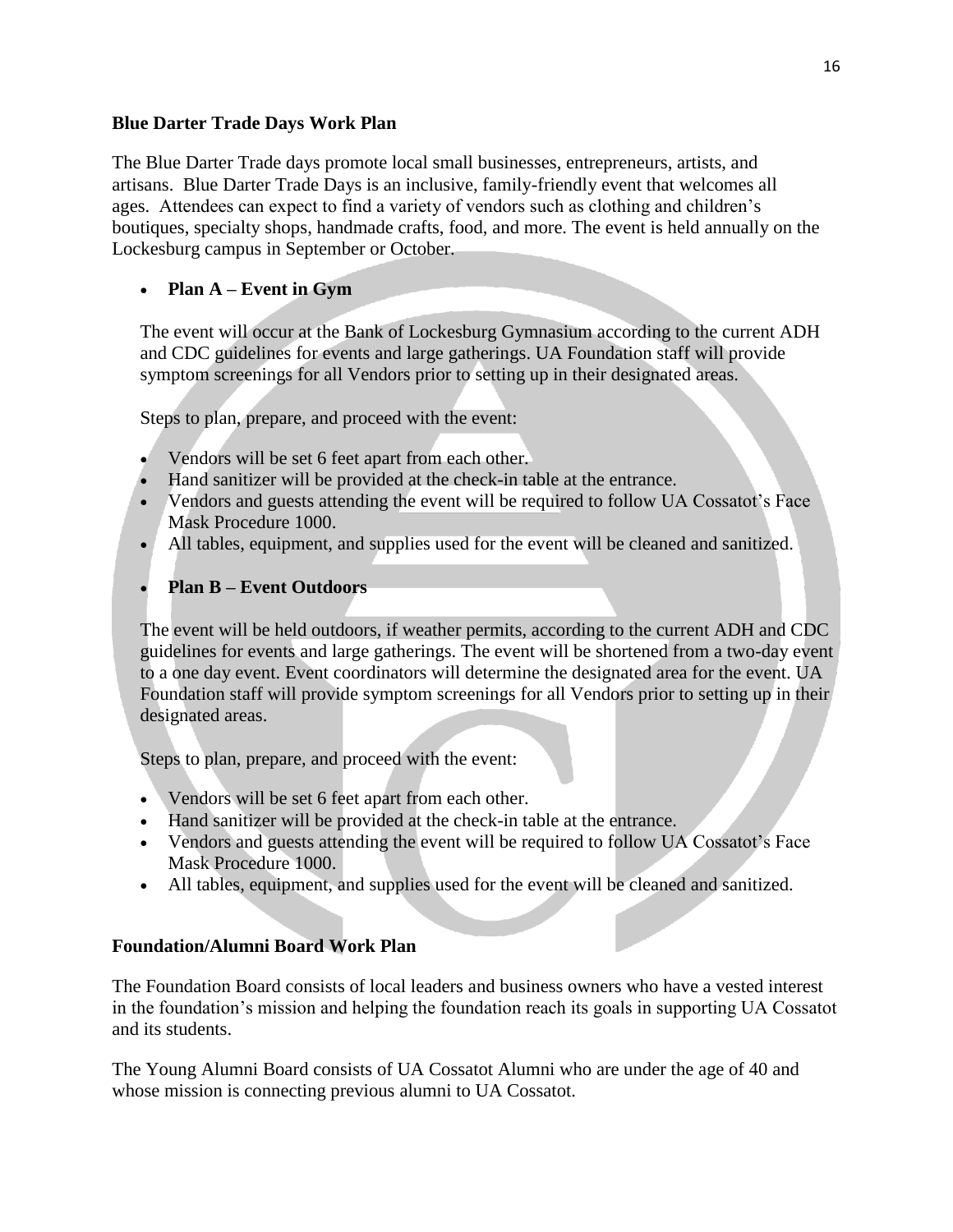**Blue Darter Trade Days Work Plan**

The Blue Darter Trade days promote local small businesses, entrepreneurs, artists, and artisans. Blue Darter Trade Days is an inclusive, family-friendly event that welcomes all ages. Attendees can expect to find a variety of vendors such as clothing and children's boutiques, specialty shops, handmade crafts, food, and more. The event is held annually on the Lockesburg campus in September or October.

- **Plan A – Event in Gym**

  The event will occur at the Bank of Lockesburg Gymnasium according to the current ADH and CDC guidelines for events and large gatherings. UA Foundation staff will provide symptom screenings for all Vendors prior to setting up in their designated areas.

  Steps to plan, prepare, and proceed with the event:

- Vendors will be set 6 feet apart from each other.
- Hand sanitizer will be provided at the check-in table at the entrance.
- Vendors and guests attending the event will be required to follow UA Cossatot's Face Mask Procedure 1000.
- All tables, equipment, and supplies used for the event will be cleaned and sanitized.

- **Plan B – Event Outdoors**

  The event will be held outdoors, if weather permits, according to the current ADH and CDC guidelines for events and large gatherings. The event will be shortened from a two-day event to a one day event. Event coordinators will determine the designated area for the event. UA Foundation staff will provide symptom screenings for all Vendors prior to setting up in their designated areas.

  Steps to plan, prepare, and proceed with the event:

- Vendors will be set 6 feet apart from each other.
- Hand sanitizer will be provided at the check-in table at the entrance.
- Vendors and guests attending the event will be required to follow UA Cossatot's Face Mask Procedure 1000.
- All tables, equipment, and supplies used for the event will be cleaned and sanitized.

**Foundation/Alumni Board Work Plan**

The Foundation Board consists of local leaders and business owners who have a vested interest in the foundation's mission and helping the foundation reach its goals in supporting UA Cossatot and its students.

The Young Alumni Board consists of UA Cossatot Alumni who are under the age of 40 and whose mission is connecting previous alumni to UA Cossatot.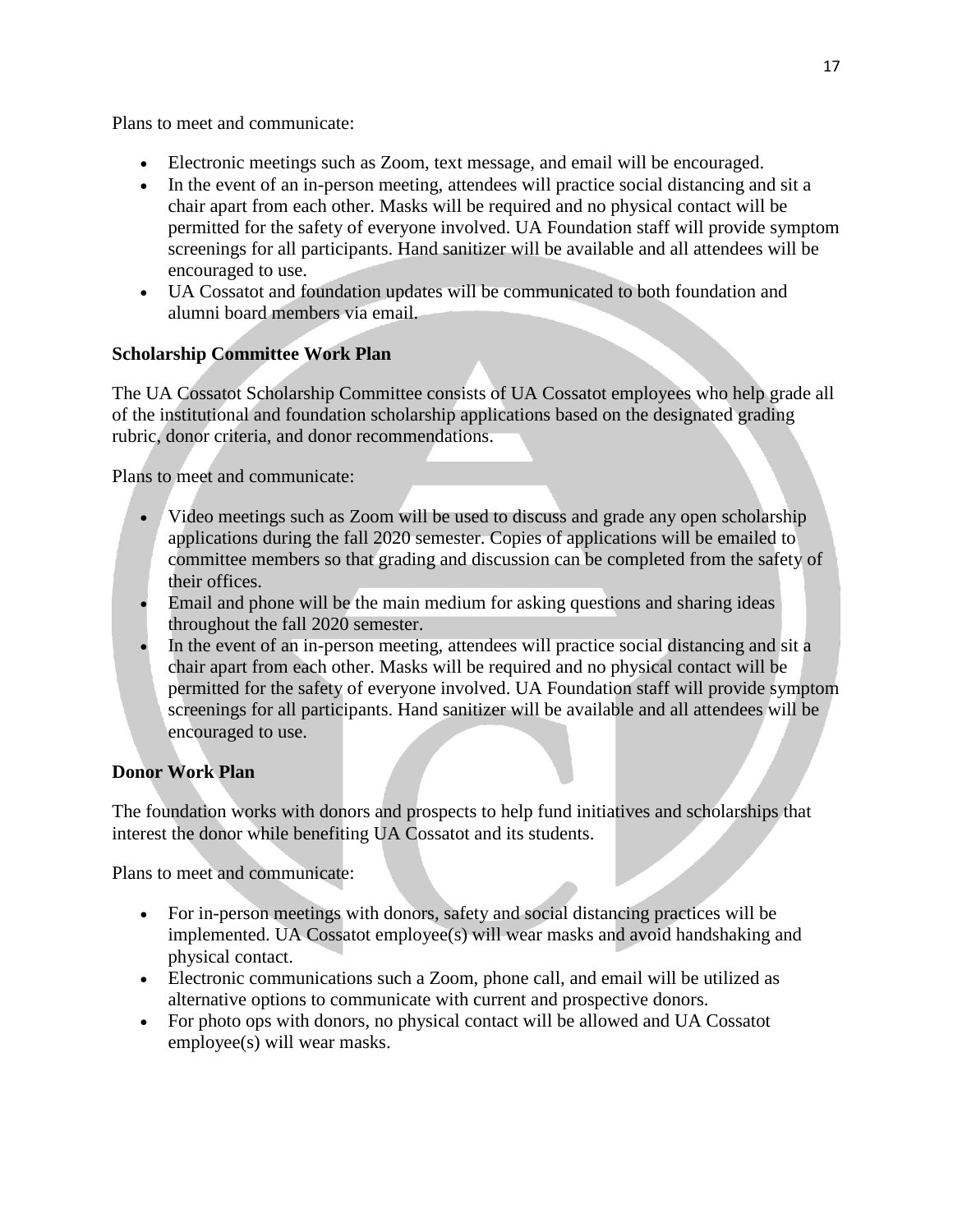Plans to meet and communicate:

- Electronic meetings such as Zoom, text message, and email will be encouraged.
- In the event of an in-person meeting, attendees will practice social distancing and sit a chair apart from each other. Masks will be required and no physical contact will be permitted for the safety of everyone involved. UA Foundation staff will provide symptom screenings for all participants. Hand sanitizer will be available and all attendees will be encouraged to use.
- UA Cossatot and foundation updates will be communicated to both foundation and alumni board members via email.

**Scholarship Committee Work Plan**

The UA Cossatot Scholarship Committee consists of UA Cossatot employees who help grade all of the institutional and foundation scholarship applications based on the designated grading rubric, donor criteria, and donor recommendations.

Plans to meet and communicate:

- Video meetings such as Zoom will be used to discuss and grade any open scholarship applications during the fall 2020 semester. Copies of applications will be emailed to committee members so that grading and discussion can be completed from the safety of their offices.
- Email and phone will be the main medium for asking questions and sharing ideas throughout the fall 2020 semester.
- In the event of an in-person meeting, attendees will practice social distancing and sit a chair apart from each other. Masks will be required and no physical contact will be permitted for the safety of everyone involved. UA Foundation staff will provide symptom screenings for all participants. Hand sanitizer will be available and all attendees will be encouraged to use.

**Donor Work Plan**

The foundation works with donors and prospects to help fund initiatives and scholarships that interest the donor while benefiting UA Cossatot and its students.

Plans to meet and communicate:

- For in-person meetings with donors, safety and social distancing practices will be implemented. UA Cossatot employee(s) will wear masks and avoid handshaking and physical contact.
- Electronic communications such a Zoom, phone call, and email will be utilized as alternative options to communicate with current and prospective donors.
- For photo ops with donors, no physical contact will be allowed and UA Cossatot employee(s) will wear masks.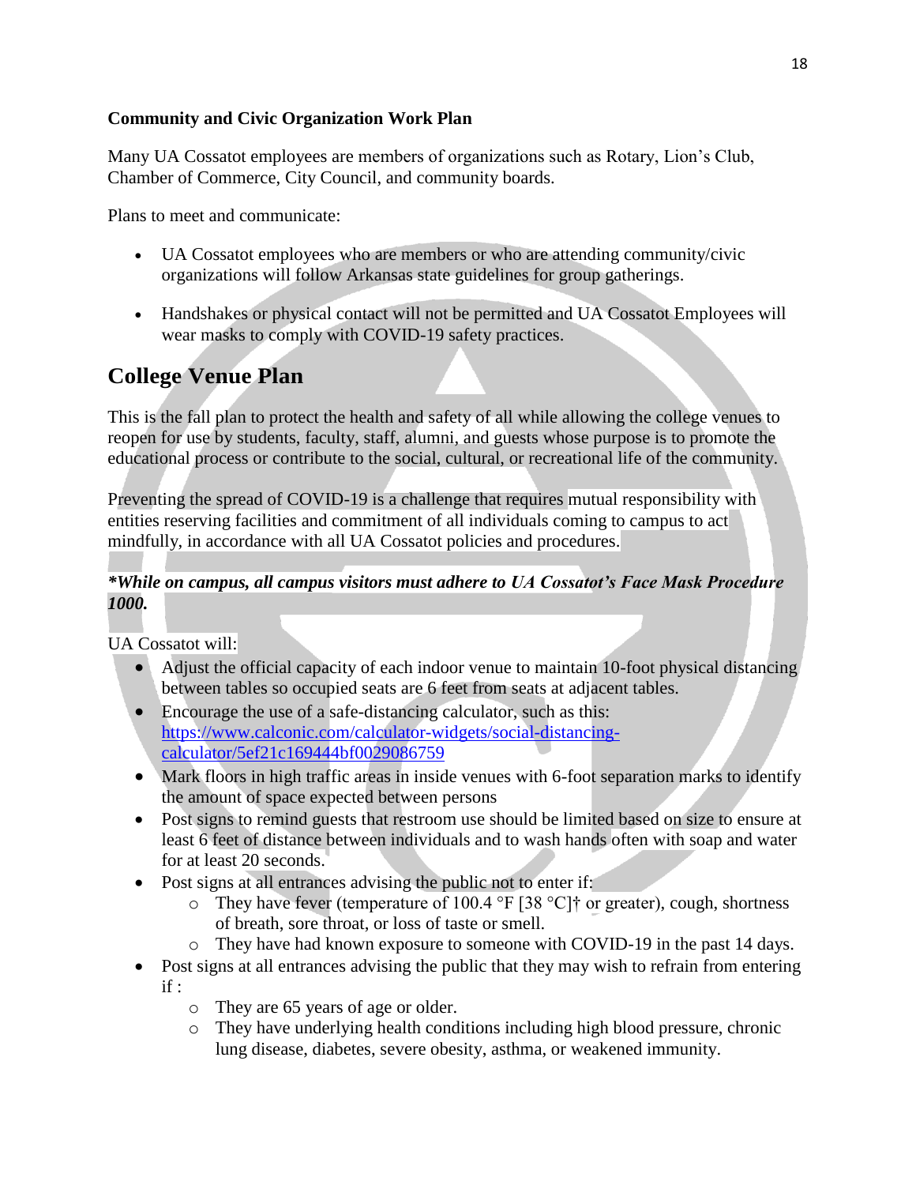**Community and Civic Organization Work Plan**

Many UA Cossatot employees are members of organizations such as Rotary, Lion's Club, Chamber of Commerce, City Council, and community boards.

Plans to meet and communicate:

- UA Cossatot employees who are members or who are attending community/civic organizations will follow Arkansas state guidelines for group gatherings.
- Handshakes or physical contact will not be permitted and UA Cossatot Employees will wear masks to comply with COVID-19 safety practices.

## College Venue Plan

This is the fall plan to protect the health and safety of all while allowing the college venues to reopen for use by students, faculty, staff, alumni, and guests whose purpose is to promote the educational process or contribute to the social, cultural, or recreational life of the community.

Preventing the spread of COVID-19 is a challenge that requires mutual responsibility with entities reserving facilities and commitment of all individuals coming to campus to act mindfully, in accordance with all UA Cossatot policies and procedures.

***While on campus, all campus visitors must adhere to UA Cossatot's Face Mask Procedure 1000.***

UA Cossatot will:

- Adjust the official capacity of each indoor venue to maintain 10-foot physical distancing between tables so occupied seats are 6 feet from seats at adjacent tables.
- Encourage the use of a safe-distancing calculator, such as this: https://www.calconic.com/calculator-widgets/social-distancing-calculator/5ef21c169444bf0029086759
- Mark floors in high traffic areas in inside venues with 6-foot separation marks to identify the amount of space expected between persons
- Post signs to remind guests that restroom use should be limited based on size to ensure at least 6 feet of distance between individuals and to wash hands often with soap and water for at least 20 seconds.
- Post signs at all entrances advising the public not to enter if:
  - They have fever (temperature of 100.4 °F [38 °C]† or greater), cough, shortness of breath, sore throat, or loss of taste or smell.
  - They have had known exposure to someone with COVID-19 in the past 14 days.
- Post signs at all entrances advising the public that they may wish to refrain from entering if :
  - They are 65 years of age or older.
  - They have underlying health conditions including high blood pressure, chronic lung disease, diabetes, severe obesity, asthma, or weakened immunity.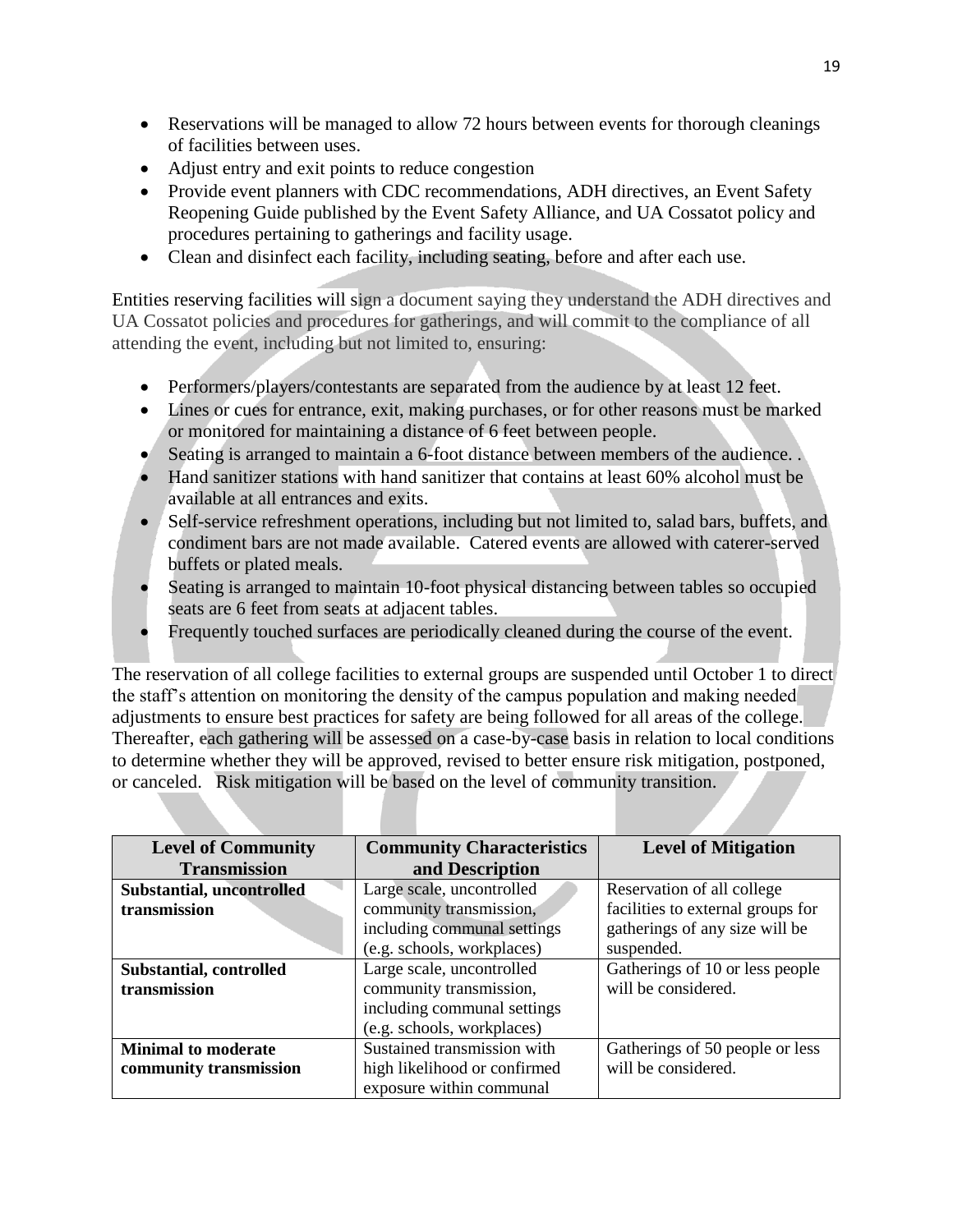- Reservations will be managed to allow 72 hours between events for thorough cleanings of facilities between uses.
- Adjust entry and exit points to reduce congestion
- Provide event planners with CDC recommendations, ADH directives, an Event Safety Reopening Guide published by the Event Safety Alliance, and UA Cossatot policy and procedures pertaining to gatherings and facility usage.
- Clean and disinfect each facility, including seating, before and after each use.

Entities reserving facilities will sign a document saying they understand the ADH directives and UA Cossatot policies and procedures for gatherings, and will commit to the compliance of all attending the event, including but not limited to, ensuring:

- Performers/players/contestants are separated from the audience by at least 12 feet.
- Lines or cues for entrance, exit, making purchases, or for other reasons must be marked or monitored for maintaining a distance of 6 feet between people.
- Seating is arranged to maintain a 6-foot distance between members of the audience. .
- Hand sanitizer stations with hand sanitizer that contains at least 60% alcohol must be available at all entrances and exits.
- Self-service refreshment operations, including but not limited to, salad bars, buffets, and condiment bars are not made available. Catered events are allowed with caterer-served buffets or plated meals.
- Seating is arranged to maintain 10-foot physical distancing between tables so occupied seats are 6 feet from seats at adjacent tables.
- Frequently touched surfaces are periodically cleaned during the course of the event.

The reservation of all college facilities to external groups are suspended until October 1 to direct the staff's attention on monitoring the density of the campus population and making needed adjustments to ensure best practices for safety are being followed for all areas of the college. Thereafter, each gathering will be assessed on a case-by-case basis in relation to local conditions to determine whether they will be approved, revised to better ensure risk mitigation, postponed, or canceled. Risk mitigation will be based on the level of community transition.

| Level of Community Transmission | Community Characteristics and Description | Level of Mitigation |
| --- | --- | --- |
| **Substantial, uncontrolled transmission** | Large scale, uncontrolled community transmission, including communal settings (e.g. schools, workplaces) | Reservation of all college facilities to external groups for gatherings of any size will be suspended. |
| **Substantial, controlled transmission** | Large scale, controlled community transmission, including communal settings (e.g. schools, workplaces) | Gatherings of 10 or less people will be considered. |
| **Minimal to moderate community transmission** | Sustained transmission with high likelihood or confirmed exposure within communal | Gatherings of 50 people or less will be considered. |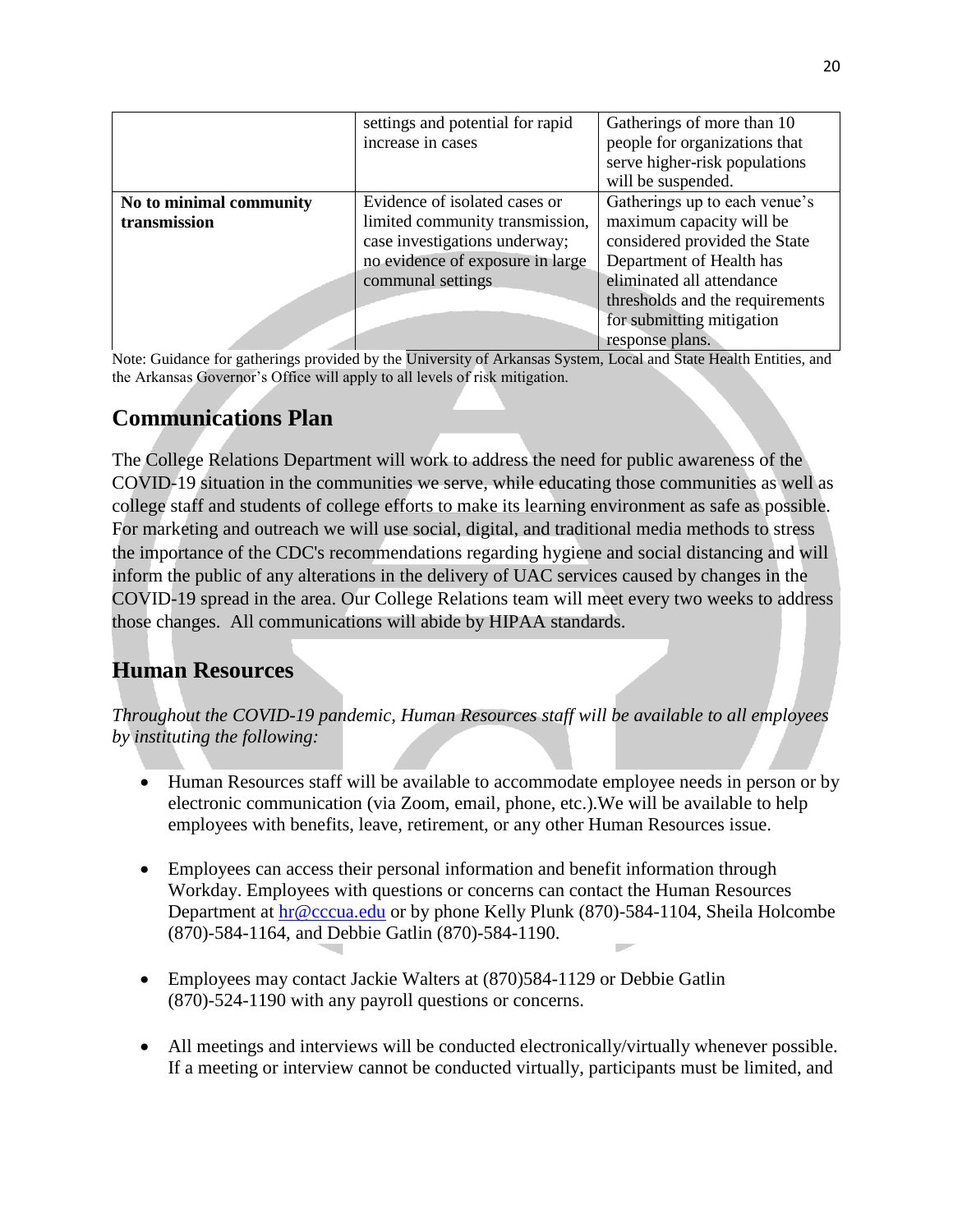| | | |
|---|---|---|
| | settings and potential for rapid increase in cases | Gatherings of more than 10 people for organizations that serve higher-risk populations will be suspended. |
| **No to minimal community transmission** | Evidence of isolated cases or limited community transmission, case investigations underway; no evidence of exposure in large communal settings | Gatherings up to each venue's maximum capacity will be considered provided the State Department of Health has eliminated all attendance thresholds and the requirements for submitting mitigation response plans. |

Note: Guidance for gatherings provided by the University of Arkansas System, Local and State Health Entities, and the Arkansas Governor's Office will apply to all levels of risk mitigation.

## Communications Plan

The College Relations Department will work to address the need for public awareness of the COVID-19 situation in the communities we serve, while educating those communities as well as college staff and students of college efforts to make its learning environment as safe as possible. For marketing and outreach we will use social, digital, and traditional media methods to stress the importance of the CDC's recommendations regarding hygiene and social distancing and will inform the public of any alterations in the delivery of UAC services caused by changes in the COVID-19 spread in the area. Our College Relations team will meet every two weeks to address those changes. All communications will abide by HIPAA standards.

## Human Resources

*Throughout the COVID-19 pandemic, Human Resources staff will be available to all employees by instituting the following:*

- Human Resources staff will be available to accommodate employee needs in person or by electronic communication (via Zoom, email, phone, etc.).We will be available to help employees with benefits, leave, retirement, or any other Human Resources issue.

- Employees can access their personal information and benefit information through Workday. Employees with questions or concerns can contact the Human Resources Department at hr@cccua.edu or by phone Kelly Plunk (870)-584-1104, Sheila Holcombe (870)-584-1164, and Debbie Gatlin (870)-584-1190.

- Employees may contact Jackie Walters at (870)584-1129 or Debbie Gatlin (870)-524-1190 with any payroll questions or concerns.

- All meetings and interviews will be conducted electronically/virtually whenever possible. If a meeting or interview cannot be conducted virtually, participants must be limited, and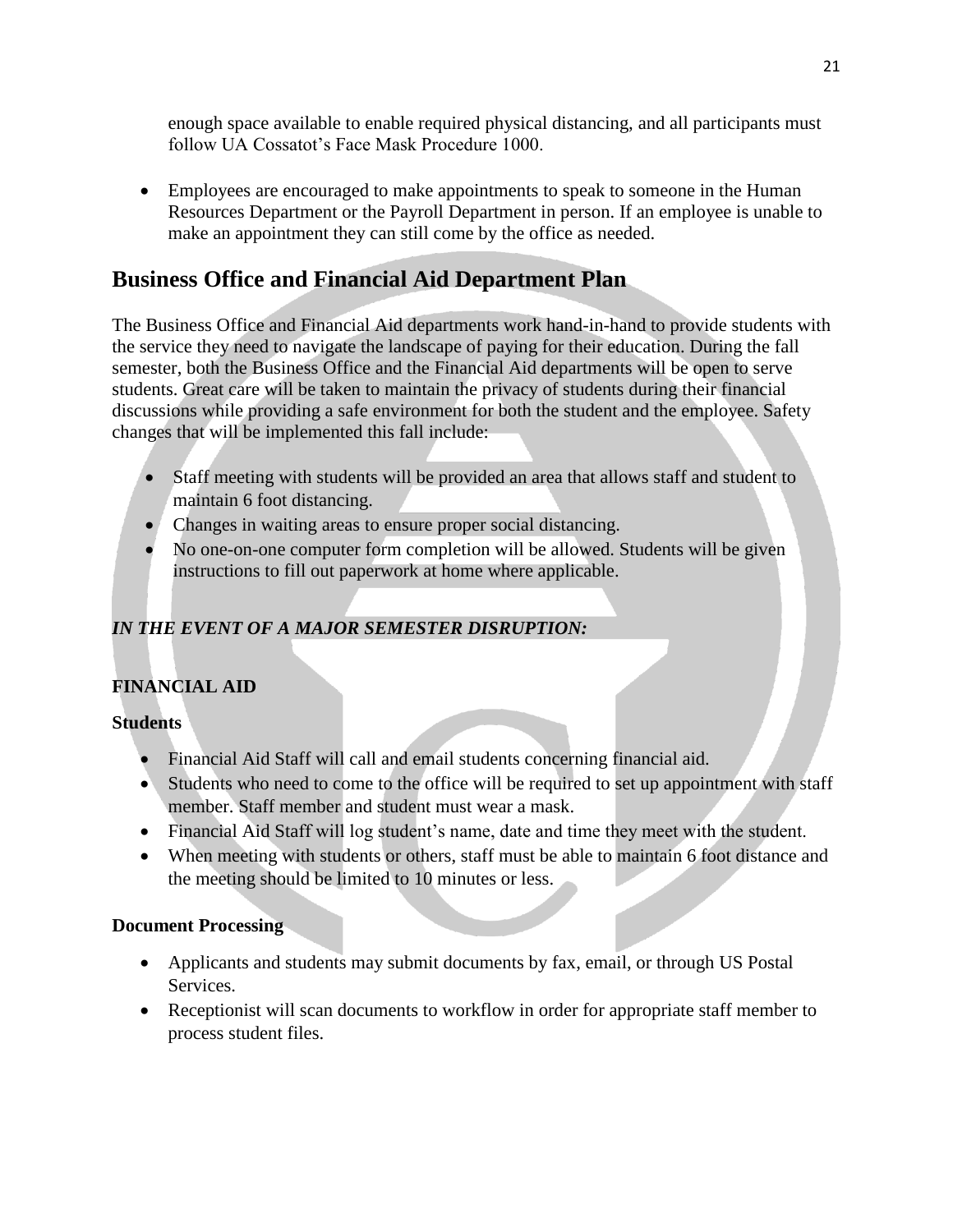enough space available to enable required physical distancing, and all participants must follow UA Cossatot's Face Mask Procedure 1000.

- Employees are encouraged to make appointments to speak to someone in the Human Resources Department or the Payroll Department in person. If an employee is unable to make an appointment they can still come by the office as needed.

## Business Office and Financial Aid Department Plan

The Business Office and Financial Aid departments work hand-in-hand to provide students with the service they need to navigate the landscape of paying for their education. During the fall semester, both the Business Office and the Financial Aid departments will be open to serve students. Great care will be taken to maintain the privacy of students during their financial discussions while providing a safe environment for both the student and the employee. Safety changes that will be implemented this fall include:

- Staff meeting with students will be provided an area that allows staff and student to maintain 6 foot distancing.
- Changes in waiting areas to ensure proper social distancing.
- No one-on-one computer form completion will be allowed. Students will be given instructions to fill out paperwork at home where applicable.

### *IN THE EVENT OF A MAJOR SEMESTER DISRUPTION:*

### FINANCIAL AID

#### Students

- Financial Aid Staff will call and email students concerning financial aid.
- Students who need to come to the office will be required to set up appointment with staff member. Staff member and student must wear a mask.
- Financial Aid Staff will log student's name, date and time they meet with the student.
- When meeting with students or others, staff must be able to maintain 6 foot distance and the meeting should be limited to 10 minutes or less.

#### Document Processing

- Applicants and students may submit documents by fax, email, or through US Postal Services.
- Receptionist will scan documents to workflow in order for appropriate staff member to process student files.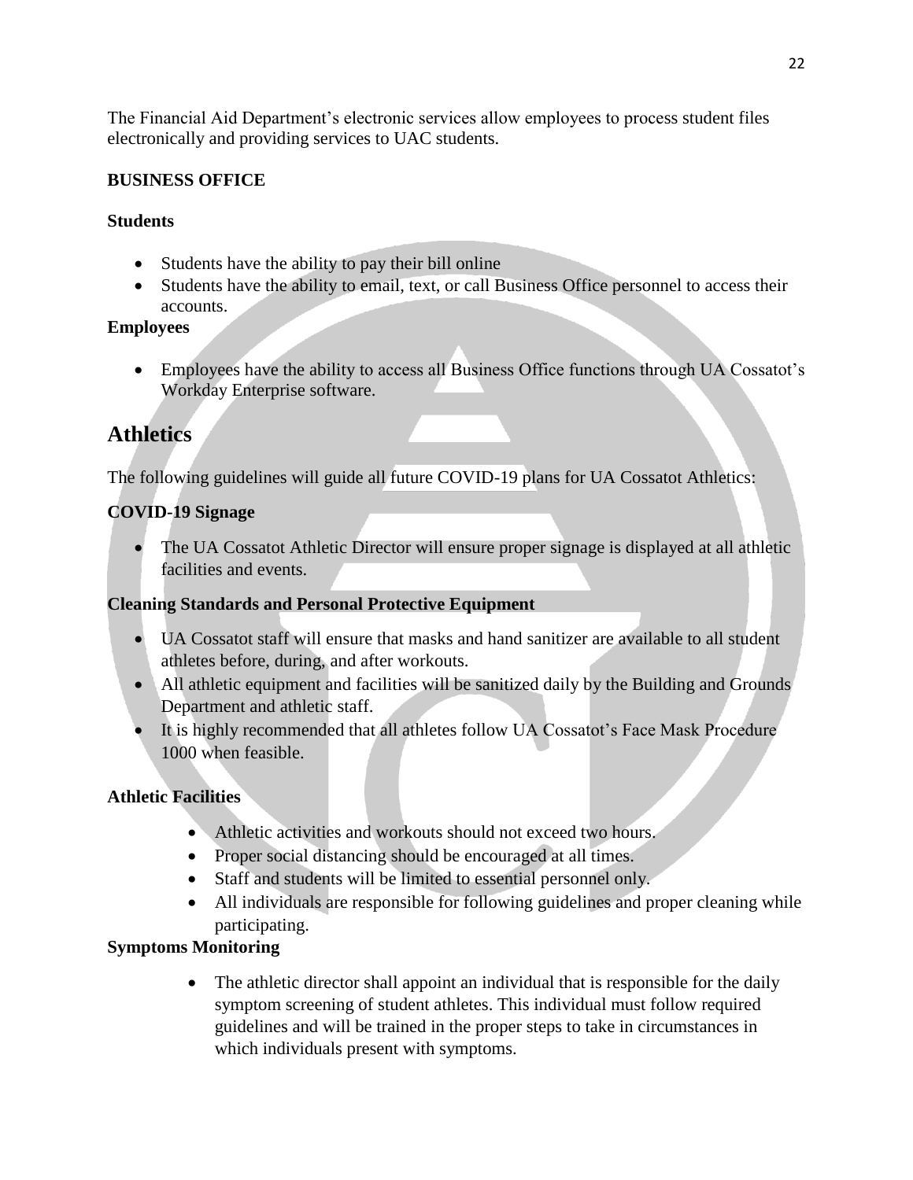The Financial Aid Department's electronic services allow employees to process student files electronically and providing services to UAC students.

**BUSINESS OFFICE**

**Students**

- Students have the ability to pay their bill online
- Students have the ability to email, text, or call Business Office personnel to access their accounts.

**Employees**

- Employees have the ability to access all Business Office functions through UA Cossatot's Workday Enterprise software.

# Athletics

The following guidelines will guide all future COVID-19 plans for UA Cossatot Athletics:

**COVID-19 Signage**

- The UA Cossatot Athletic Director will ensure proper signage is displayed at all athletic facilities and events.

**Cleaning Standards and Personal Protective Equipment**

- UA Cossatot staff will ensure that masks and hand sanitizer are available to all student athletes before, during, and after workouts.
- All athletic equipment and facilities will be sanitized daily by the Building and Grounds Department and athletic staff.
- It is highly recommended that all athletes follow UA Cossatot's Face Mask Procedure 1000 when feasible.

**Athletic Facilities**

- Athletic activities and workouts should not exceed two hours.
- Proper social distancing should be encouraged at all times.
- Staff and students will be limited to essential personnel only.
- All individuals are responsible for following guidelines and proper cleaning while participating.

**Symptoms Monitoring**

- The athletic director shall appoint an individual that is responsible for the daily symptom screening of student athletes. This individual must follow required guidelines and will be trained in the proper steps to take in circumstances in which individuals present with symptoms.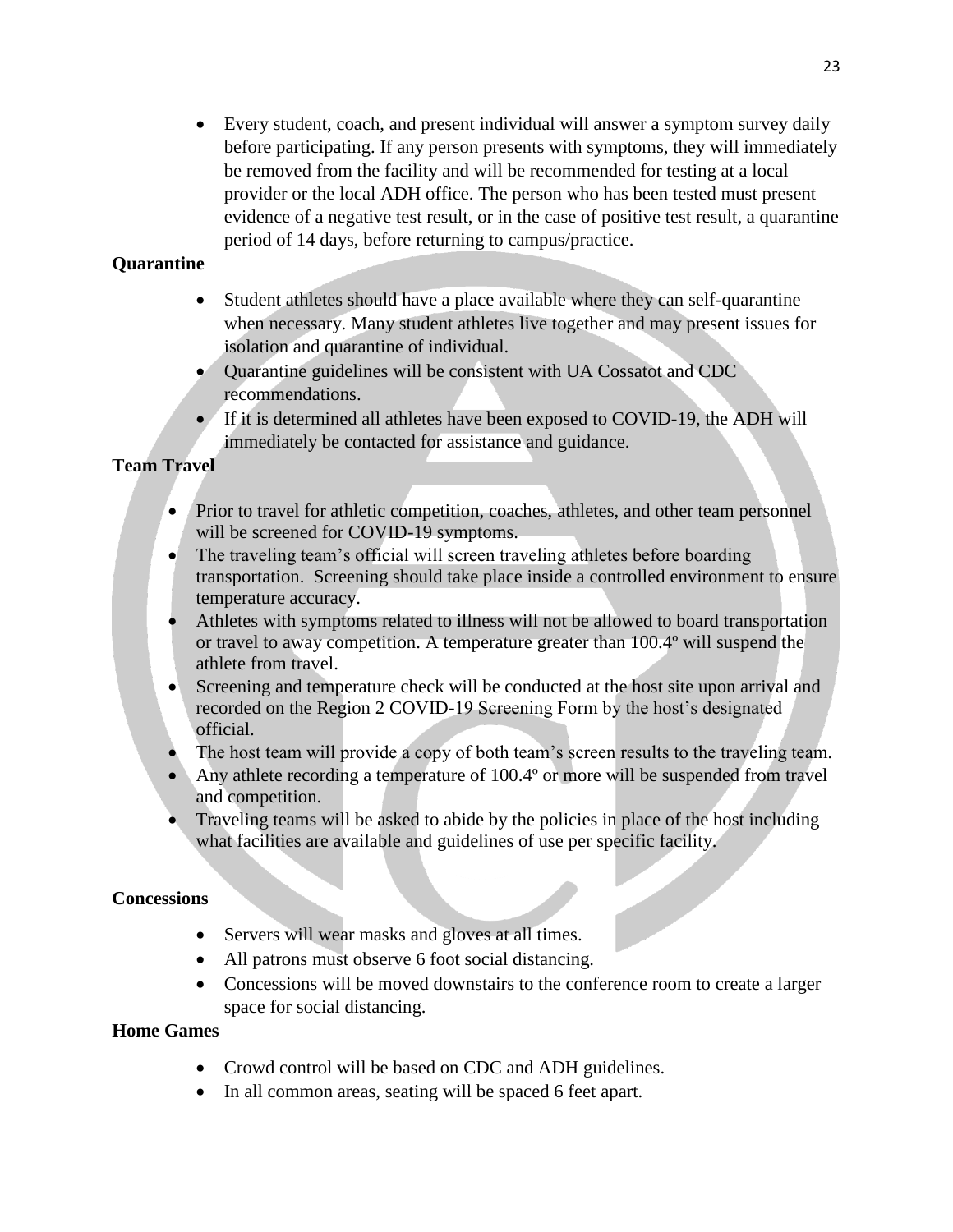- Every student, coach, and present individual will answer a symptom survey daily before participating. If any person presents with symptoms, they will immediately be removed from the facility and will be recommended for testing at a local provider or the local ADH office. The person who has been tested must present evidence of a negative test result, or in the case of positive test result, a quarantine period of 14 days, before returning to campus/practice.

**Quarantine**

- Student athletes should have a place available where they can self-quarantine when necessary. Many student athletes live together and may present issues for isolation and quarantine of individual.
- Quarantine guidelines will be consistent with UA Cossatot and CDC recommendations.
- If it is determined all athletes have been exposed to COVID-19, the ADH will immediately be contacted for assistance and guidance.

**Team Travel**

- Prior to travel for athletic competition, coaches, athletes, and other team personnel will be screened for COVID-19 symptoms.
- The traveling team's official will screen traveling athletes before boarding transportation. Screening should take place inside a controlled environment to ensure temperature accuracy.
- Athletes with symptoms related to illness will not be allowed to board transportation or travel to away competition. A temperature greater than 100.4º will suspend the athlete from travel.
- Screening and temperature check will be conducted at the host site upon arrival and recorded on the Region 2 COVID-19 Screening Form by the host's designated official.
- The host team will provide a copy of both team's screen results to the traveling team.
- Any athlete recording a temperature of 100.4º or more will be suspended from travel and competition.
- Traveling teams will be asked to abide by the policies in place of the host including what facilities are available and guidelines of use per specific facility.

**Concessions**

- Servers will wear masks and gloves at all times.
- All patrons must observe 6 foot social distancing.
- Concessions will be moved downstairs to the conference room to create a larger space for social distancing.

**Home Games**

- Crowd control will be based on CDC and ADH guidelines.
- In all common areas, seating will be spaced 6 feet apart.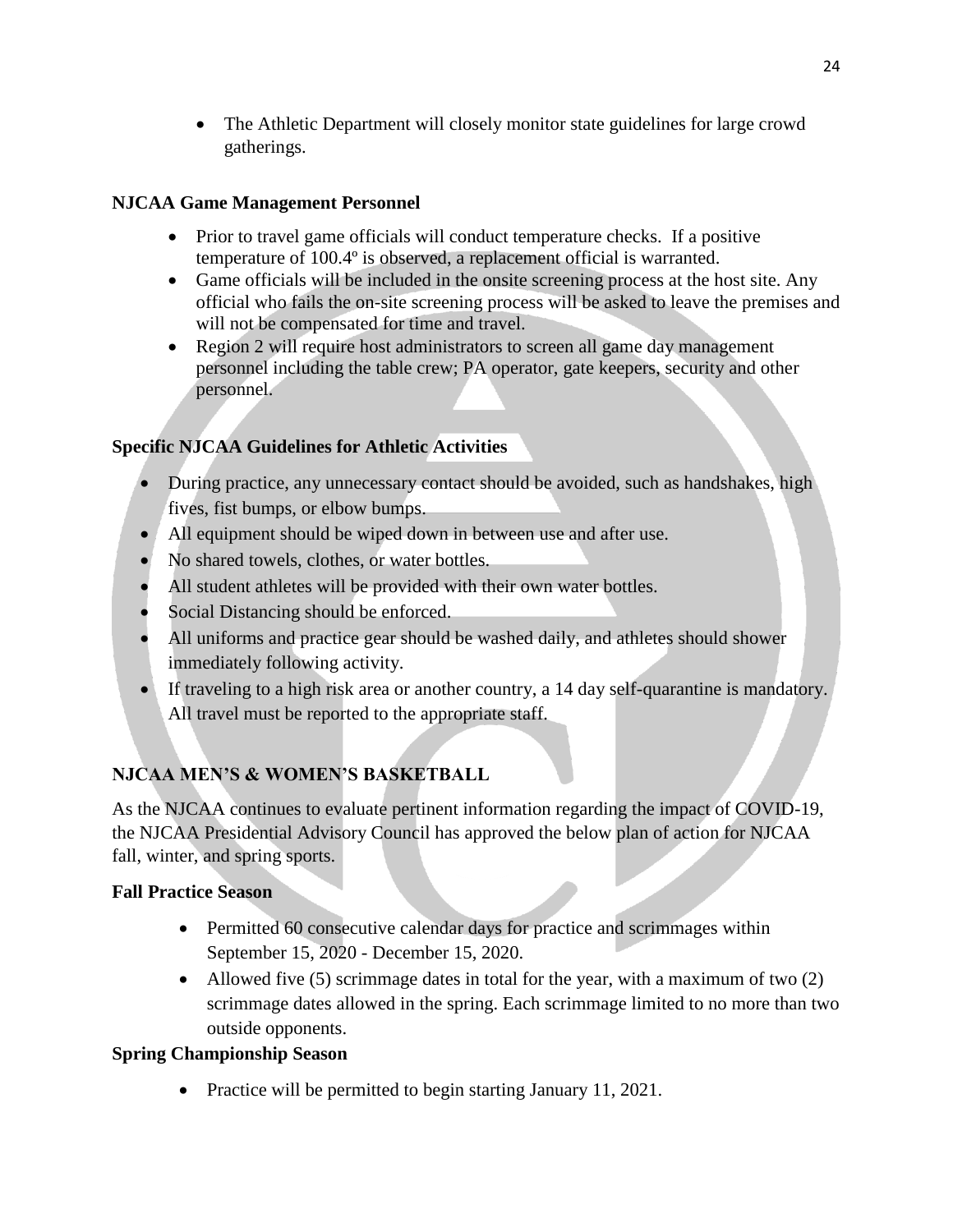- The Athletic Department will closely monitor state guidelines for large crowd gatherings.

**NJCAA Game Management Personnel**

- Prior to travel game officials will conduct temperature checks. If a positive temperature of 100.4º is observed, a replacement official is warranted.
- Game officials will be included in the onsite screening process at the host site. Any official who fails the on-site screening process will be asked to leave the premises and will not be compensated for time and travel.
- Region 2 will require host administrators to screen all game day management personnel including the table crew; PA operator, gate keepers, security and other personnel.

**Specific NJCAA Guidelines for Athletic Activities**

- During practice, any unnecessary contact should be avoided, such as handshakes, high fives, fist bumps, or elbow bumps.
- All equipment should be wiped down in between use and after use.
- No shared towels, clothes, or water bottles.
- All student athletes will be provided with their own water bottles.
- Social Distancing should be enforced.
- All uniforms and practice gear should be washed daily, and athletes should shower immediately following activity.
- If traveling to a high risk area or another country, a 14 day self-quarantine is mandatory. All travel must be reported to the appropriate staff.

**NJCAA MEN'S & WOMEN'S BASKETBALL**

As the NJCAA continues to evaluate pertinent information regarding the impact of COVID-19, the NJCAA Presidential Advisory Council has approved the below plan of action for NJCAA fall, winter, and spring sports.

**Fall Practice Season**

- Permitted 60 consecutive calendar days for practice and scrimmages within September 15, 2020 - December 15, 2020.
- Allowed five (5) scrimmage dates in total for the year, with a maximum of two (2) scrimmage dates allowed in the spring. Each scrimmage limited to no more than two outside opponents.

**Spring Championship Season**

- Practice will be permitted to begin starting January 11, 2021.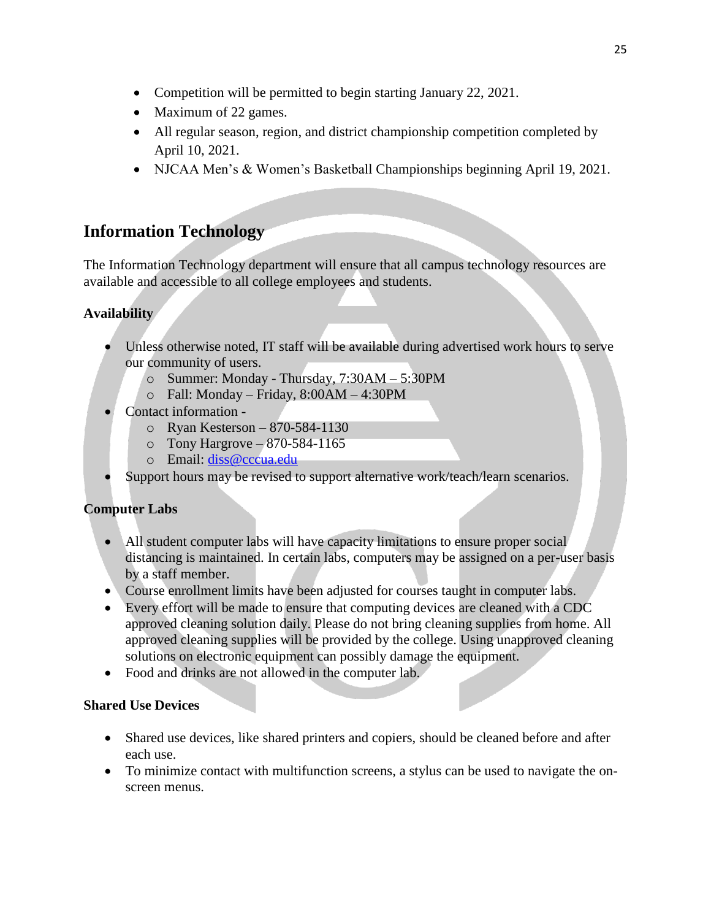- Competition will be permitted to begin starting January 22, 2021.
- Maximum of 22 games.
- All regular season, region, and district championship competition completed by April 10, 2021.
- NJCAA Men's & Women's Basketball Championships beginning April 19, 2021.

## Information Technology

The Information Technology department will ensure that all campus technology resources are available and accessible to all college employees and students.

### Availability

- Unless otherwise noted, IT staff will be available during advertised work hours to serve our community of users.
  - Summer: Monday - Thursday, 7:30AM – 5:30PM
  - Fall: Monday – Friday, 8:00AM – 4:30PM
- Contact information -
  - Ryan Kesterson – 870-584-1130
  - Tony Hargrove – 870-584-1165
  - Email: diss@cccua.edu
- Support hours may be revised to support alternative work/teach/learn scenarios.

### Computer Labs

- All student computer labs will have capacity limitations to ensure proper social distancing is maintained. In certain labs, computers may be assigned on a per-user basis by a staff member.
- Course enrollment limits have been adjusted for courses taught in computer labs.
- Every effort will be made to ensure that computing devices are cleaned with a CDC approved cleaning solution daily. Please do not bring cleaning supplies from home. All approved cleaning supplies will be provided by the college. Using unapproved cleaning solutions on electronic equipment can possibly damage the equipment.
- Food and drinks are not allowed in the computer lab.

### Shared Use Devices

- Shared use devices, like shared printers and copiers, should be cleaned before and after each use.
- To minimize contact with multifunction screens, a stylus can be used to navigate the on-screen menus.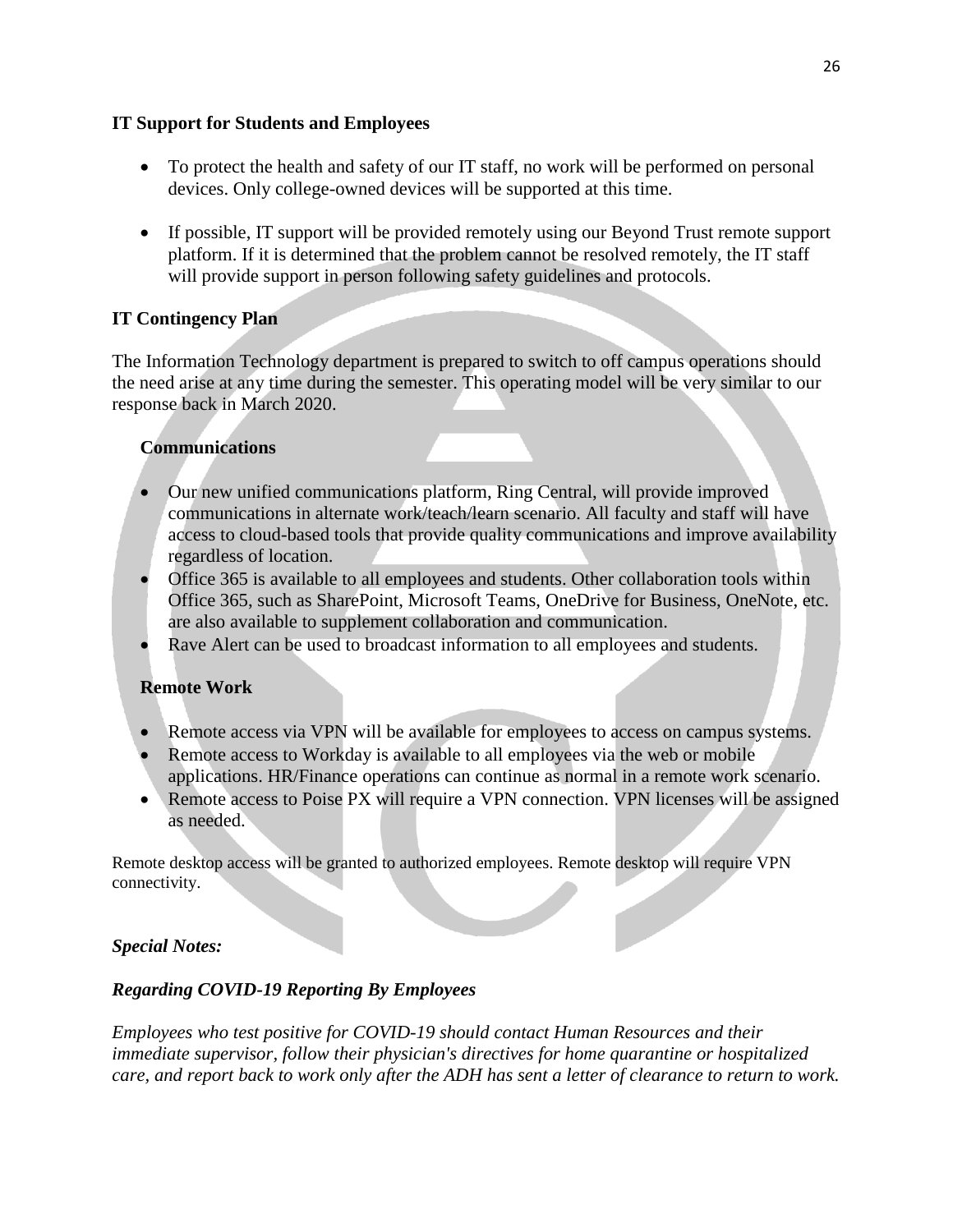## IT Support for Students and Employees

- To protect the health and safety of our IT staff, no work will be performed on personal devices. Only college-owned devices will be supported at this time.
- If possible, IT support will be provided remotely using our Beyond Trust remote support platform. If it is determined that the problem cannot be resolved remotely, the IT staff will provide support in person following safety guidelines and protocols.

## IT Contingency Plan

The Information Technology department is prepared to switch to off campus operations should the need arise at any time during the semester. This operating model will be very similar to our response back in March 2020.

### Communications

- Our new unified communications platform, Ring Central, will provide improved communications in alternate work/teach/learn scenario. All faculty and staff will have access to cloud-based tools that provide quality communications and improve availability regardless of location.
- Office 365 is available to all employees and students. Other collaboration tools within Office 365, such as SharePoint, Microsoft Teams, OneDrive for Business, OneNote, etc. are also available to supplement collaboration and communication.
- Rave Alert can be used to broadcast information to all employees and students.

### Remote Work

- Remote access via VPN will be available for employees to access on campus systems.
- Remote access to Workday is available to all employees via the web or mobile applications. HR/Finance operations can continue as normal in a remote work scenario.
- Remote access to Poise PX will require a VPN connection. VPN licenses will be assigned as needed.

Remote desktop access will be granted to authorized employees. Remote desktop will require VPN connectivity.

***Special Notes:***

***Regarding COVID-19 Reporting By Employees***

*Employees who test positive for COVID-19 should contact Human Resources and their immediate supervisor, follow their physician's directives for home quarantine or hospitalized care, and report back to work only after the ADH has sent a letter of clearance to return to work.*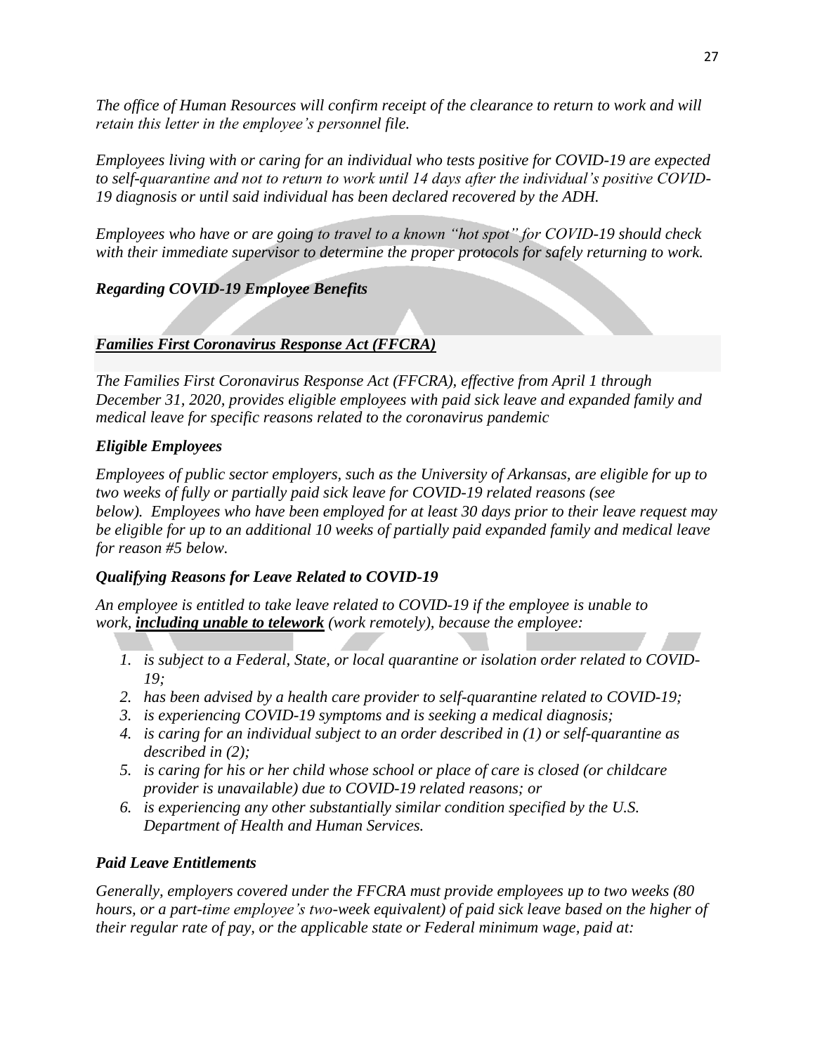*The office of Human Resources will confirm receipt of the clearance to return to work and will retain this letter in the employee's personnel file.*

*Employees living with or caring for an individual who tests positive for COVID-19 are expected to self-quarantine and not to return to work until 14 days after the individual's positive COVID-19 diagnosis or until said individual has been declared recovered by the ADH.*

*Employees who have or are going to travel to a known "hot spot" for COVID-19 should check with their immediate supervisor to determine the proper protocols for safely returning to work.*

### *Regarding COVID-19 Employee Benefits*

### ***Families First Coronavirus Response Act (FFCRA)***

*The Families First Coronavirus Response Act (FFCRA), effective from April 1 through December 31, 2020, provides eligible employees with paid sick leave and expanded family and medical leave for specific reasons related to the coronavirus pandemic*

### *Eligible Employees*

*Employees of public sector employers, such as the University of Arkansas, are eligible for up to two weeks of fully or partially paid sick leave for COVID-19 related reasons (see below). Employees who have been employed for at least 30 days prior to their leave request may be eligible for up to an additional 10 weeks of partially paid expanded family and medical leave for reason #5 below.*

### *Qualifying Reasons for Leave Related to COVID-19*

*An employee is entitled to take leave related to COVID-19 if the employee is unable to work, **including unable to telework** (work remotely), because the employee:*

1. *is subject to a Federal, State, or local quarantine or isolation order related to COVID-19;*
2. *has been advised by a health care provider to self-quarantine related to COVID-19;*
3. *is experiencing COVID-19 symptoms and is seeking a medical diagnosis;*
4. *is caring for an individual subject to an order described in (1) or self-quarantine as described in (2);*
5. *is caring for his or her child whose school or place of care is closed (or childcare provider is unavailable) due to COVID-19 related reasons; or*
6. *is experiencing any other substantially similar condition specified by the U.S. Department of Health and Human Services.*

### *Paid Leave Entitlements*

*Generally, employers covered under the FFCRA must provide employees up to two weeks (80 hours, or a part-time employee's two-week equivalent) of paid sick leave based on the higher of their regular rate of pay, or the applicable state or Federal minimum wage, paid at:*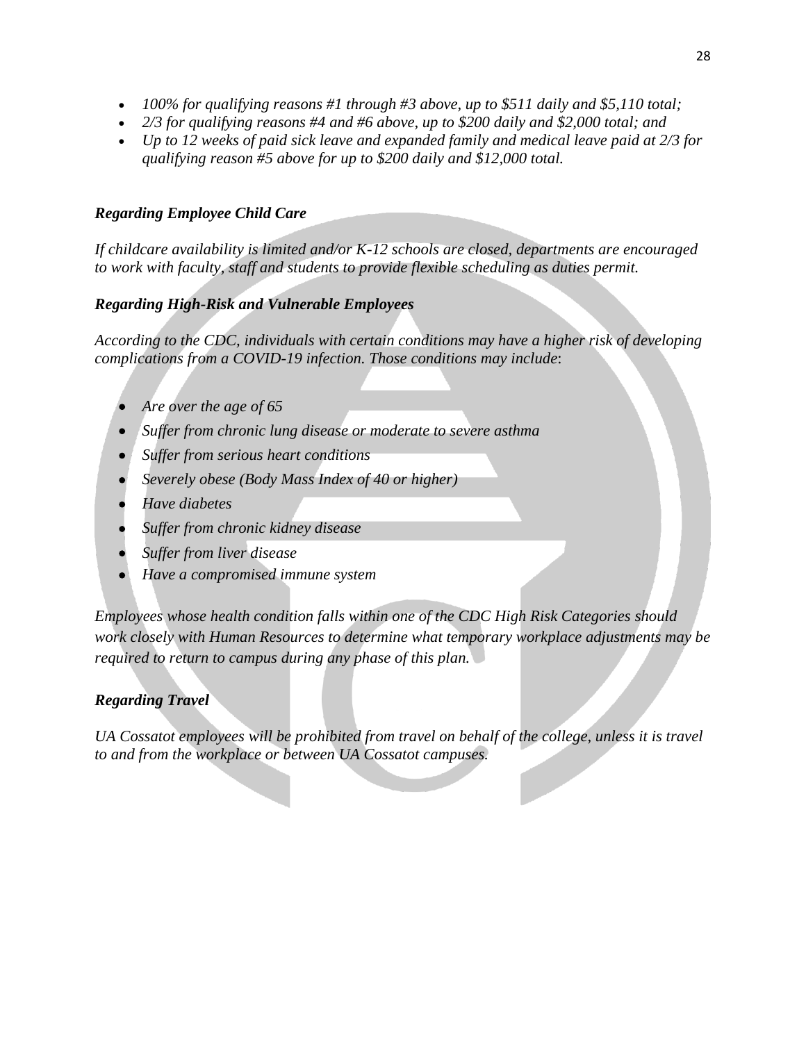- *100% for qualifying reasons #1 through #3 above, up to $511 daily and $5,110 total;*
- *2/3 for qualifying reasons #4 and #6 above, up to $200 daily and $2,000 total; and*
- *Up to 12 weeks of paid sick leave and expanded family and medical leave paid at 2/3 for qualifying reason #5 above for up to $200 daily and $12,000 total.*

***Regarding Employee Child Care***

*If childcare availability is limited and/or K-12 schools are closed, departments are encouraged to work with faculty, staff and students to provide flexible scheduling as duties permit.*

***Regarding High-Risk and Vulnerable Employees***

*According to the CDC, individuals with certain conditions may have a higher risk of developing complications from a COVID-19 infection. Those conditions may include*:

- *Are over the age of 65*
- *Suffer from chronic lung disease or moderate to severe asthma*
- *Suffer from serious heart conditions*
- *Severely obese (Body Mass Index of 40 or higher)*
- *Have diabetes*
- *Suffer from chronic kidney disease*
- *Suffer from liver disease*
- *Have a compromised immune system*

*Employees whose health condition falls within one of the CDC High Risk Categories should work closely with Human Resources to determine what temporary workplace adjustments may be required to return to campus during any phase of this plan.*

***Regarding Travel***

*UA Cossatot employees will be prohibited from travel on behalf of the college, unless it is travel to and from the workplace or between UA Cossatot campuses.*